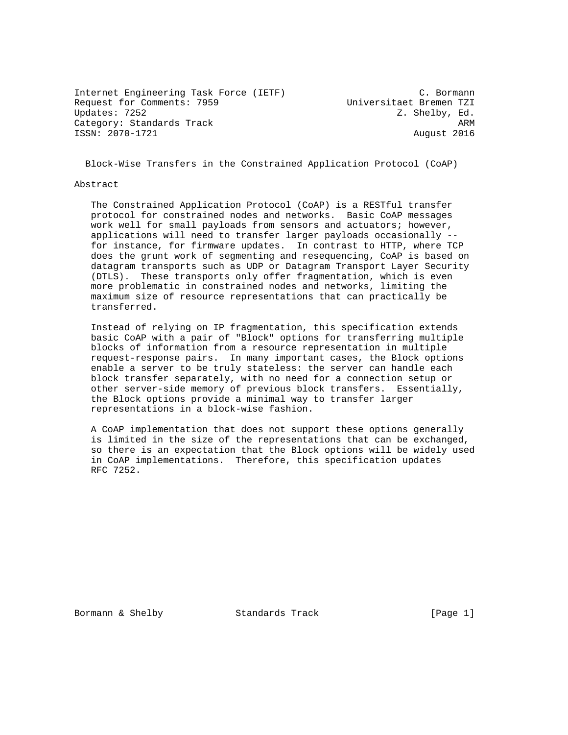Internet Engineering Task Force (IETF)                        C. Bormann
Request for Comments: 7959                        Universitaet Bremen TZI
Updates: 7252                                              Z. Shelby, Ed.
Category: Standards Track                                             ARM
ISSN: 2070-1721                                               August 2016

# Block-Wise Transfers in the Constrained Application Protocol (CoAP)

## Abstract

The Constrained Application Protocol (CoAP) is a RESTful transfer protocol for constrained nodes and networks. Basic CoAP messages work well for small payloads from sensors and actuators; however, applications will need to transfer larger payloads occasionally -- for instance, for firmware updates. In contrast to HTTP, where TCP does the grunt work of segmenting and resequencing, CoAP is based on datagram transports such as UDP or Datagram Transport Layer Security (DTLS). These transports only offer fragmentation, which is even more problematic in constrained nodes and networks, limiting the maximum size of resource representations that can practically be transferred.

Instead of relying on IP fragmentation, this specification extends basic CoAP with a pair of "Block" options for transferring multiple blocks of information from a resource representation in multiple request-response pairs. In many important cases, the Block options enable a server to be truly stateless: the server can handle each block transfer separately, with no need for a connection setup or other server-side memory of previous block transfers. Essentially, the Block options provide a minimal way to transfer larger representations in a block-wise fashion.

A CoAP implementation that does not support these options generally is limited in the size of the representations that can be exchanged, so there is an expectation that the Block options will be widely used in CoAP implementations. Therefore, this specification updates RFC 7252.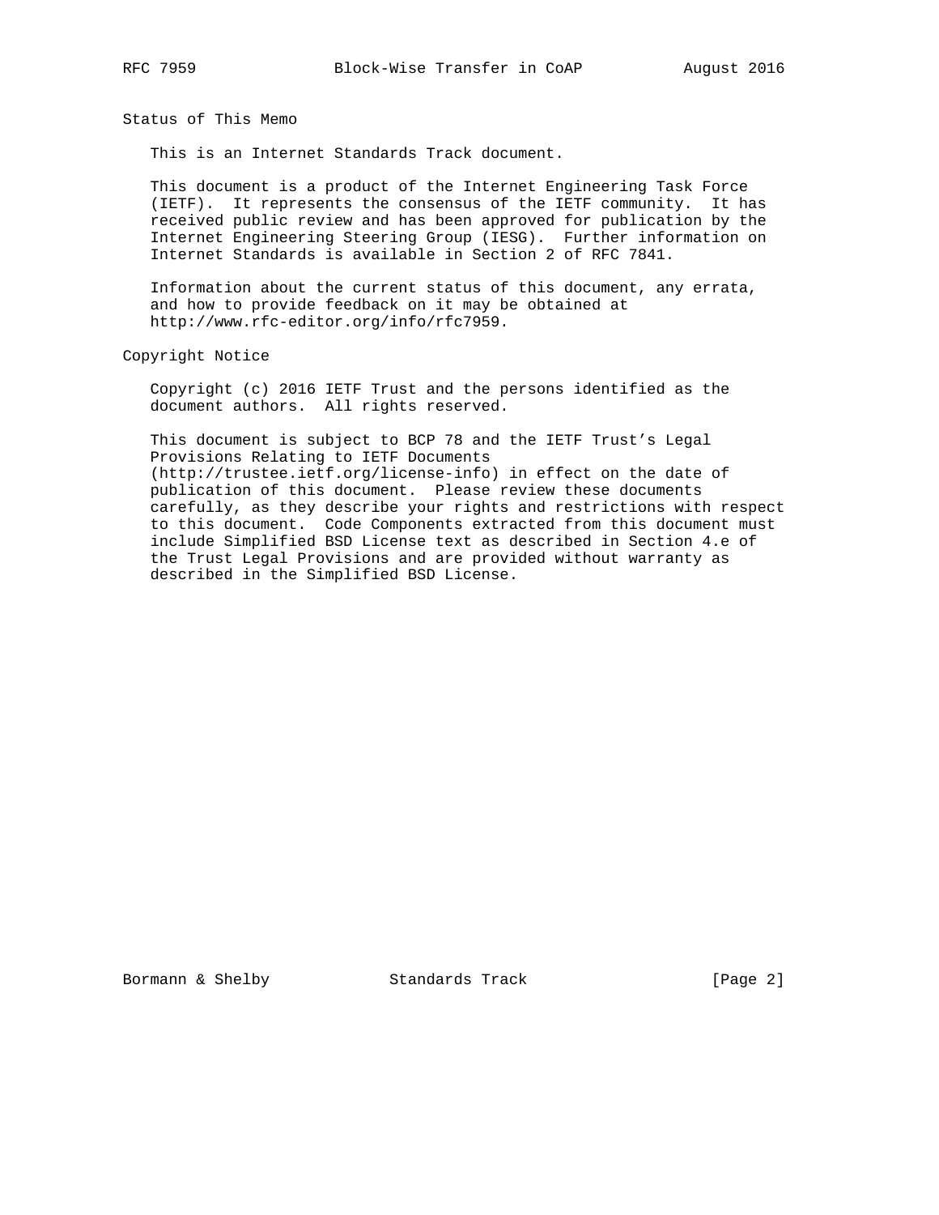## Status of This Memo

This is an Internet Standards Track document.

This document is a product of the Internet Engineering Task Force (IETF). It represents the consensus of the IETF community. It has received public review and has been approved for publication by the Internet Engineering Steering Group (IESG). Further information on Internet Standards is available in Section 2 of RFC 7841.

Information about the current status of this document, any errata, and how to provide feedback on it may be obtained at http://www.rfc-editor.org/info/rfc7959.

## Copyright Notice

Copyright (c) 2016 IETF Trust and the persons identified as the document authors. All rights reserved.

This document is subject to BCP 78 and the IETF Trust's Legal Provisions Relating to IETF Documents (http://trustee.ietf.org/license-info) in effect on the date of publication of this document. Please review these documents carefully, as they describe your rights and restrictions with respect to this document. Code Components extracted from this document must include Simplified BSD License text as described in Section 4.e of the Trust Legal Provisions and are provided without warranty as described in the Simplified BSD License.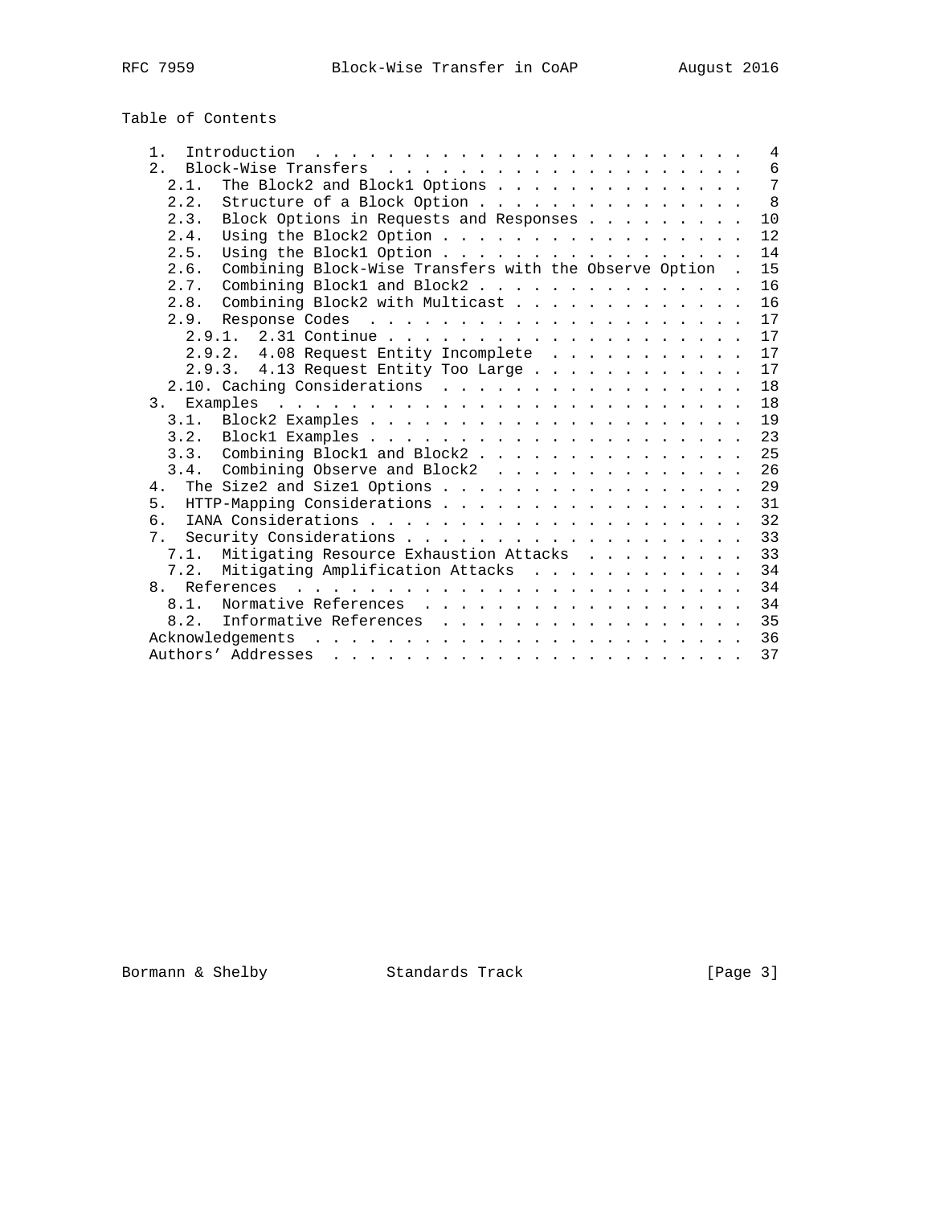Table of Contents

```
   1.  Introduction . . . . . . . . . . . . . . . . . . . . . . . .   4
   2.  Block-Wise Transfers . . . . . . . . . . . . . . . . . . . .   6
     2.1.  The Block2 and Block1 Options  . . . . . . . . . . . . .   7
     2.2.  Structure of a Block Option  . . . . . . . . . . . . . .   8
     2.3.  Block Options in Requests and Responses  . . . . . . . .  10
     2.4.  Using the Block2 Option  . . . . . . . . . . . . . . . .  12
     2.5.  Using the Block1 Option  . . . . . . . . . . . . . . . .  14
     2.6.  Combining Block-Wise Transfers with the Observe Option  .  15
     2.7.  Combining Block1 and Block2  . . . . . . . . . . . . . .  16
     2.8.  Combining Block2 with Multicast  . . . . . . . . . . . .  16
     2.9.  Response Codes . . . . . . . . . . . . . . . . . . . . .  17
       2.9.1.  2.31 Continue  . . . . . . . . . . . . . . . . . . .  17
       2.9.2.  4.08 Request Entity Incomplete . . . . . . . . . . .  17
       2.9.3.  4.13 Request Entity Too Large  . . . . . . . . . . .  17
     2.10. Caching Considerations . . . . . . . . . . . . . . . . .  18
   3.  Examples . . . . . . . . . . . . . . . . . . . . . . . . . .  18
     3.1.  Block2 Examples  . . . . . . . . . . . . . . . . . . . .  19
     3.2.  Block1 Examples  . . . . . . . . . . . . . . . . . . . .  23
     3.3.  Combining Block1 and Block2  . . . . . . . . . . . . . .  25
     3.4.  Combining Observe and Block2 . . . . . . . . . . . . . .  26
   4.  The Size2 and Size1 Options  . . . . . . . . . . . . . . . .  29
   5.  HTTP-Mapping Considerations  . . . . . . . . . . . . . . . .  31
   6.  IANA Considerations  . . . . . . . . . . . . . . . . . . . .  32
   7.  Security Considerations  . . . . . . . . . . . . . . . . . .  33
     7.1.  Mitigating Resource Exhaustion Attacks . . . . . . . . .  33
     7.2.  Mitigating Amplification Attacks . . . . . . . . . . . .  34
   8.  References . . . . . . . . . . . . . . . . . . . . . . . . .  34
     8.1.  Normative References . . . . . . . . . . . . . . . . . .  34
     8.2.  Informative References . . . . . . . . . . . . . . . . .  35
   Acknowledgements . . . . . . . . . . . . . . . . . . . . . . . .  36
   Authors' Addresses . . . . . . . . . . . . . . . . . . . . . . .  37
```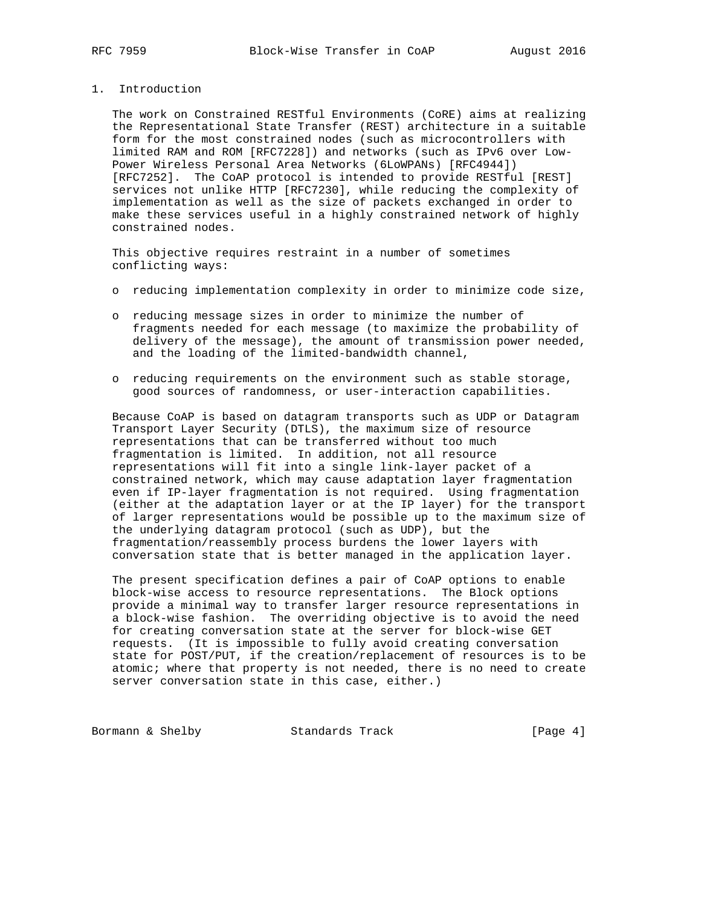# 1. Introduction

The work on Constrained RESTful Environments (CoRE) aims at realizing the Representational State Transfer (REST) architecture in a suitable form for the most constrained nodes (such as microcontrollers with limited RAM and ROM [RFC7228]) and networks (such as IPv6 over Low-Power Wireless Personal Area Networks (6LoWPANs) [RFC4944]) [RFC7252]. The CoAP protocol is intended to provide RESTful [REST] services not unlike HTTP [RFC7230], while reducing the complexity of implementation as well as the size of packets exchanged in order to make these services useful in a highly constrained network of highly constrained nodes.

This objective requires restraint in a number of sometimes conflicting ways:

- reducing implementation complexity in order to minimize code size,
- reducing message sizes in order to minimize the number of fragments needed for each message (to maximize the probability of delivery of the message), the amount of transmission power needed, and the loading of the limited-bandwidth channel,
- reducing requirements on the environment such as stable storage, good sources of randomness, or user-interaction capabilities.

Because CoAP is based on datagram transports such as UDP or Datagram Transport Layer Security (DTLS), the maximum size of resource representations that can be transferred without too much fragmentation is limited. In addition, not all resource representations will fit into a single link-layer packet of a constrained network, which may cause adaptation layer fragmentation even if IP-layer fragmentation is not required. Using fragmentation (either at the adaptation layer or at the IP layer) for the transport of larger representations would be possible up to the maximum size of the underlying datagram protocol (such as UDP), but the fragmentation/reassembly process burdens the lower layers with conversation state that is better managed in the application layer.

The present specification defines a pair of CoAP options to enable block-wise access to resource representations. The Block options provide a minimal way to transfer larger resource representations in a block-wise fashion. The overriding objective is to avoid the need for creating conversation state at the server for block-wise GET requests. (It is impossible to fully avoid creating conversation state for POST/PUT, if the creation/replacement of resources is to be atomic; where that property is not needed, there is no need to create server conversation state in this case, either.)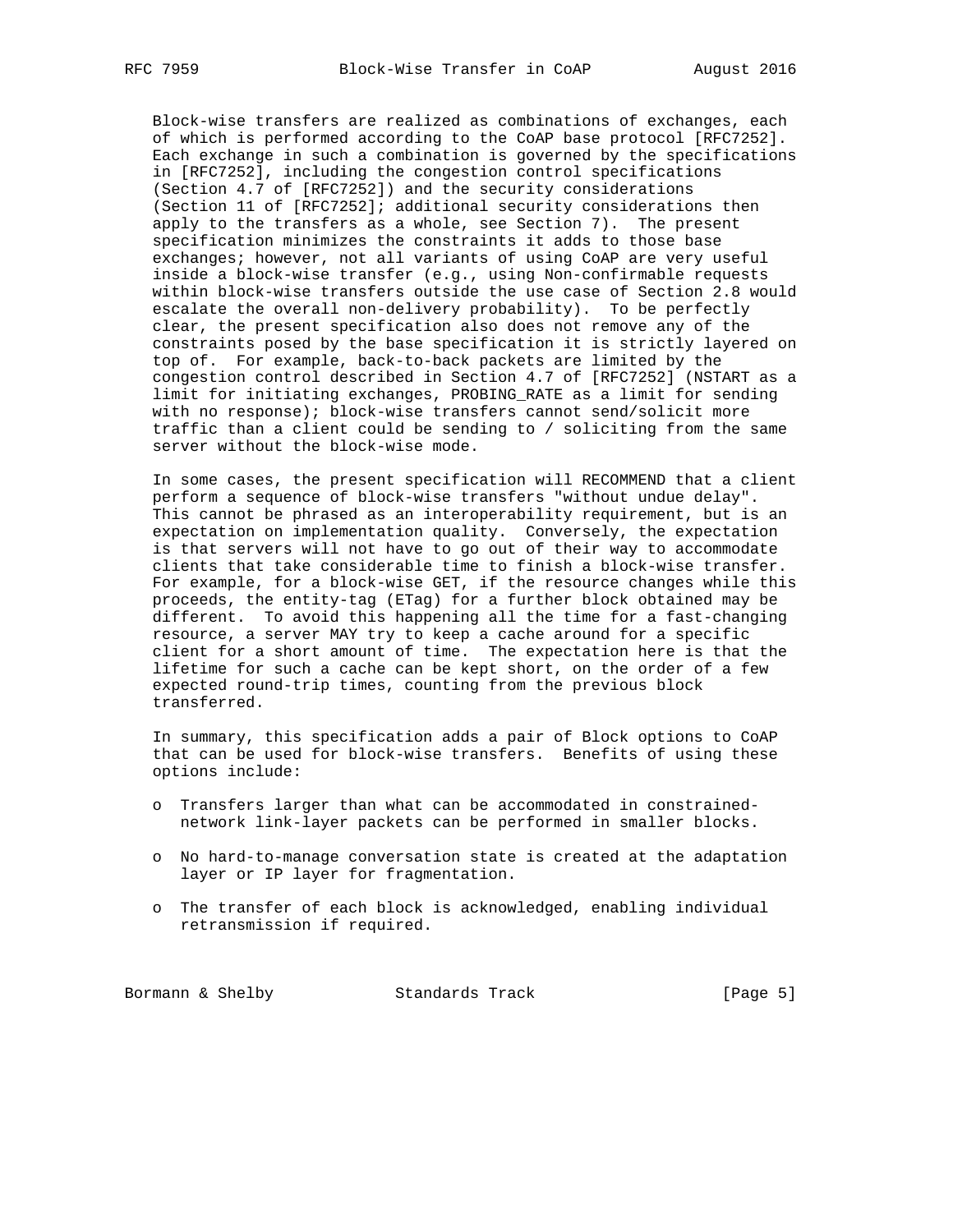Block-wise transfers are realized as combinations of exchanges, each of which is performed according to the CoAP base protocol [RFC7252]. Each exchange in such a combination is governed by the specifications in [RFC7252], including the congestion control specifications (Section 4.7 of [RFC7252]) and the security considerations (Section 11 of [RFC7252]; additional security considerations then apply to the transfers as a whole, see Section 7). The present specification minimizes the constraints it adds to those base exchanges; however, not all variants of using CoAP are very useful inside a block-wise transfer (e.g., using Non-confirmable requests within block-wise transfers outside the use case of Section 2.8 would escalate the overall non-delivery probability). To be perfectly clear, the present specification also does not remove any of the constraints posed by the base specification it is strictly layered on top of. For example, back-to-back packets are limited by the congestion control described in Section 4.7 of [RFC7252] (NSTART as a limit for initiating exchanges, PROBING_RATE as a limit for sending with no response); block-wise transfers cannot send/solicit more traffic than a client could be sending to / soliciting from the same server without the block-wise mode.

In some cases, the present specification will RECOMMEND that a client perform a sequence of block-wise transfers "without undue delay". This cannot be phrased as an interoperability requirement, but is an expectation on implementation quality. Conversely, the expectation is that servers will not have to go out of their way to accommodate clients that take considerable time to finish a block-wise transfer. For example, for a block-wise GET, if the resource changes while this proceeds, the entity-tag (ETag) for a further block obtained may be different. To avoid this happening all the time for a fast-changing resource, a server MAY try to keep a cache around for a specific client for a short amount of time. The expectation here is that the lifetime for such a cache can be kept short, on the order of a few expected round-trip times, counting from the previous block transferred.

In summary, this specification adds a pair of Block options to CoAP that can be used for block-wise transfers. Benefits of using these options include:

- Transfers larger than what can be accommodated in constrained-network link-layer packets can be performed in smaller blocks.
- No hard-to-manage conversation state is created at the adaptation layer or IP layer for fragmentation.
- The transfer of each block is acknowledged, enabling individual retransmission if required.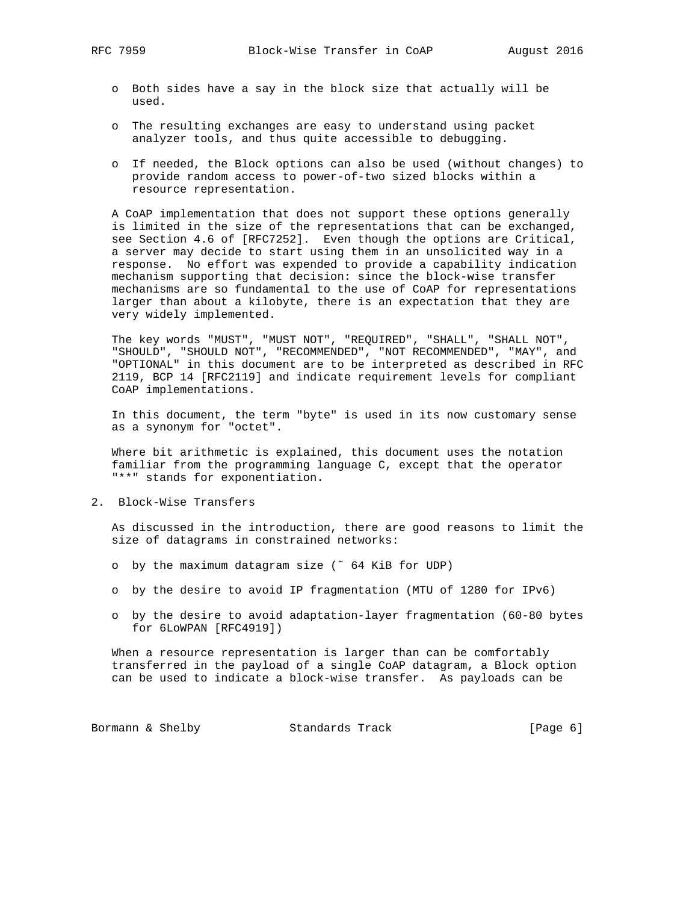- Both sides have a say in the block size that actually will be used.

- The resulting exchanges are easy to understand using packet analyzer tools, and thus quite accessible to debugging.

- If needed, the Block options can also be used (without changes) to provide random access to power-of-two sized blocks within a resource representation.

A CoAP implementation that does not support these options generally is limited in the size of the representations that can be exchanged, see Section 4.6 of [RFC7252]. Even though the options are Critical, a server may decide to start using them in an unsolicited way in a response. No effort was expended to provide a capability indication mechanism supporting that decision: since the block-wise transfer mechanisms are so fundamental to the use of CoAP for representations larger than about a kilobyte, there is an expectation that they are very widely implemented.

The key words "MUST", "MUST NOT", "REQUIRED", "SHALL", "SHALL NOT", "SHOULD", "SHOULD NOT", "RECOMMENDED", "NOT RECOMMENDED", "MAY", and "OPTIONAL" in this document are to be interpreted as described in RFC 2119, BCP 14 [RFC2119] and indicate requirement levels for compliant CoAP implementations.

In this document, the term "byte" is used in its now customary sense as a synonym for "octet".

Where bit arithmetic is explained, this document uses the notation familiar from the programming language C, except that the operator "**" stands for exponentiation.

## 2. Block-Wise Transfers

As discussed in the introduction, there are good reasons to limit the size of datagrams in constrained networks:

- by the maximum datagram size (~ 64 KiB for UDP)

- by the desire to avoid IP fragmentation (MTU of 1280 for IPv6)

- by the desire to avoid adaptation-layer fragmentation (60-80 bytes for 6LoWPAN [RFC4919])

When a resource representation is larger than can be comfortably transferred in the payload of a single CoAP datagram, a Block option can be used to indicate a block-wise transfer. As payloads can be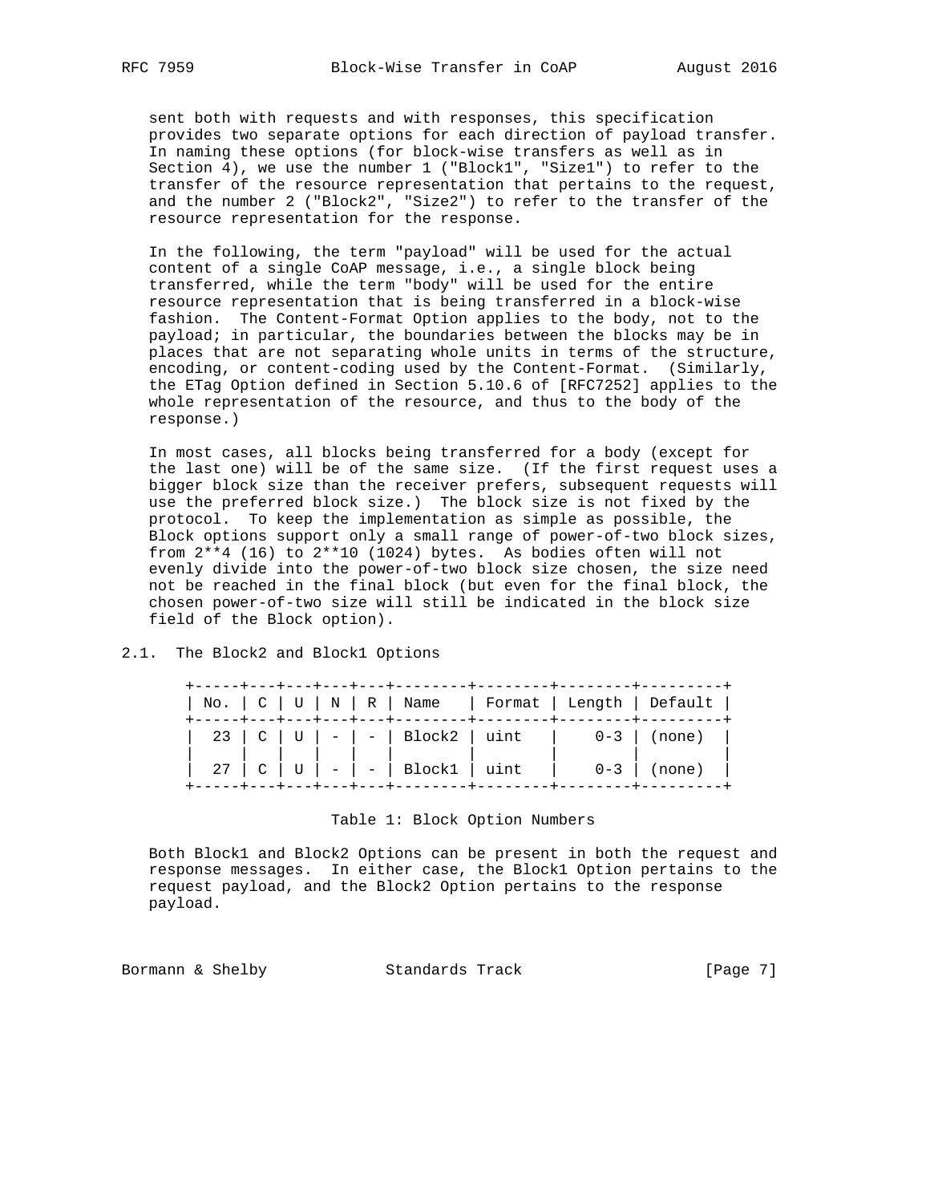sent both with requests and with responses, this specification provides two separate options for each direction of payload transfer. In naming these options (for block-wise transfers as well as in Section 4), we use the number 1 ("Block1", "Size1") to refer to the transfer of the resource representation that pertains to the request, and the number 2 ("Block2", "Size2") to refer to the transfer of the resource representation for the response.

In the following, the term "payload" will be used for the actual content of a single CoAP message, i.e., a single block being transferred, while the term "body" will be used for the entire resource representation that is being transferred in a block-wise fashion. The Content-Format Option applies to the body, not to the payload; in particular, the boundaries between the blocks may be in places that are not separating whole units in terms of the structure, encoding, or content-coding used by the Content-Format. (Similarly, the ETag Option defined in Section 5.10.6 of [RFC7252] applies to the whole representation of the resource, and thus to the body of the response.)

In most cases, all blocks being transferred for a body (except for the last one) will be of the same size. (If the first request uses a bigger block size than the receiver prefers, subsequent requests will use the preferred block size.) The block size is not fixed by the protocol. To keep the implementation as simple as possible, the Block options support only a small range of power-of-two block sizes, from $2^{4}$ (16) to $2^{10}$ (1024) bytes. As bodies often will not evenly divide into the power-of-two block size chosen, the size need not be reached in the final block (but even for the final block, the chosen power-of-two size will still be indicated in the block size field of the Block option).

## 2.1. The Block2 and Block1 Options

| No. | C | U | N | R | Name | Format | Length | Default |
|---|---|---|---|---|---|---|---|---|
| 23 | C | U | - | - | Block2 | uint | 0-3 | (none) |
| 27 | C | U | - | - | Block1 | uint | 0-3 | (none) |

Table 1: Block Option Numbers

Both Block1 and Block2 Options can be present in both the request and response messages. In either case, the Block1 Option pertains to the request payload, and the Block2 Option pertains to the response payload.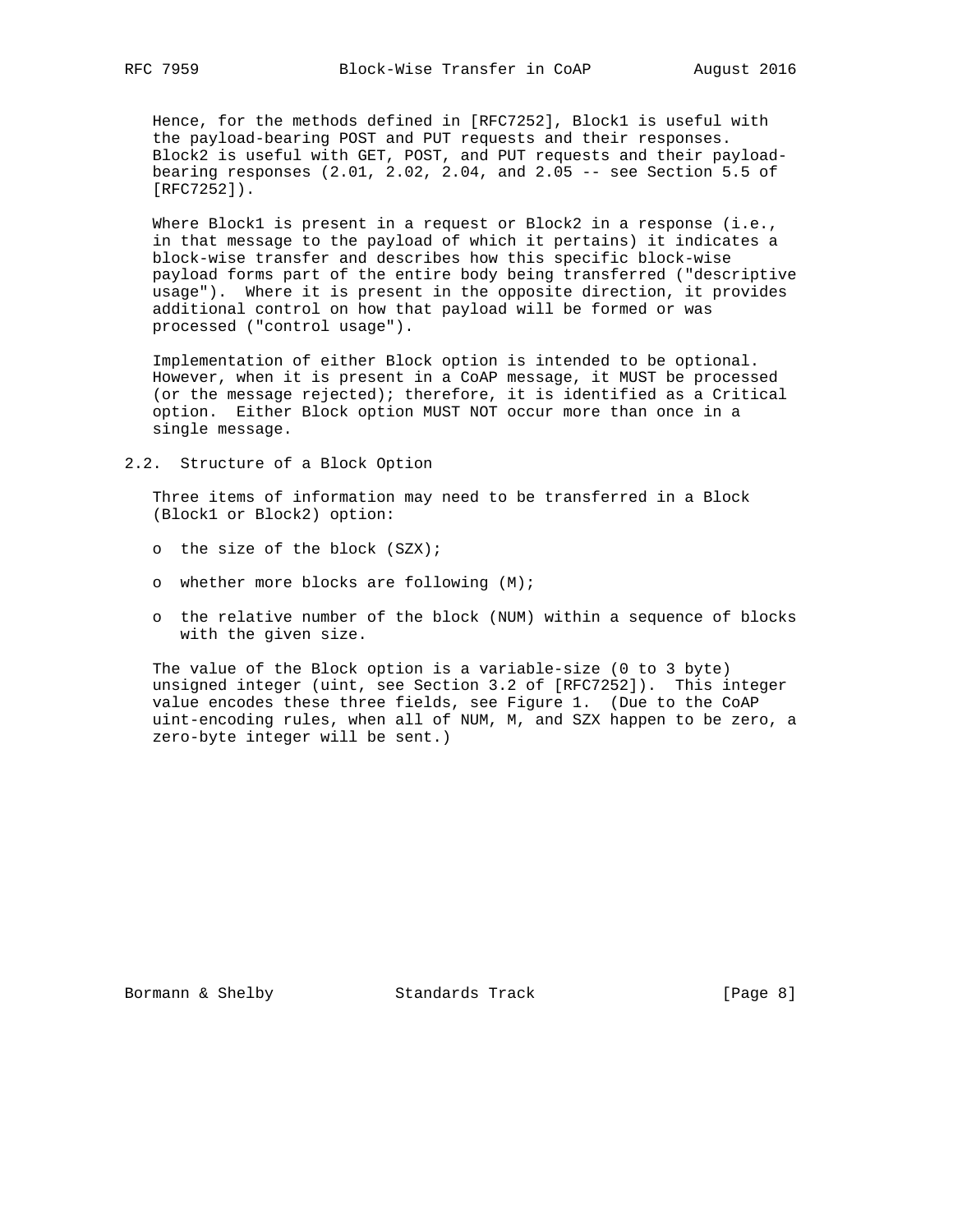Hence, for the methods defined in [RFC7252], Block1 is useful with the payload-bearing POST and PUT requests and their responses. Block2 is useful with GET, POST, and PUT requests and their payload-bearing responses (2.01, 2.02, 2.04, and 2.05 -- see Section 5.5 of [RFC7252]).

Where Block1 is present in a request or Block2 in a response (i.e., in that message to the payload of which it pertains) it indicates a block-wise transfer and describes how this specific block-wise payload forms part of the entire body being transferred ("descriptive usage"). Where it is present in the opposite direction, it provides additional control on how that payload will be formed or was processed ("control usage").

Implementation of either Block option is intended to be optional. However, when it is present in a CoAP message, it MUST be processed (or the message rejected); therefore, it is identified as a Critical option. Either Block option MUST NOT occur more than once in a single message.

## 2.2. Structure of a Block Option

Three items of information may need to be transferred in a Block (Block1 or Block2) option:

- the size of the block (SZX);
- whether more blocks are following (M);
- the relative number of the block (NUM) within a sequence of blocks with the given size.

The value of the Block option is a variable-size (0 to 3 byte) unsigned integer (uint, see Section 3.2 of [RFC7252]). This integer value encodes these three fields, see Figure 1. (Due to the CoAP uint-encoding rules, when all of NUM, M, and SZX happen to be zero, a zero-byte integer will be sent.)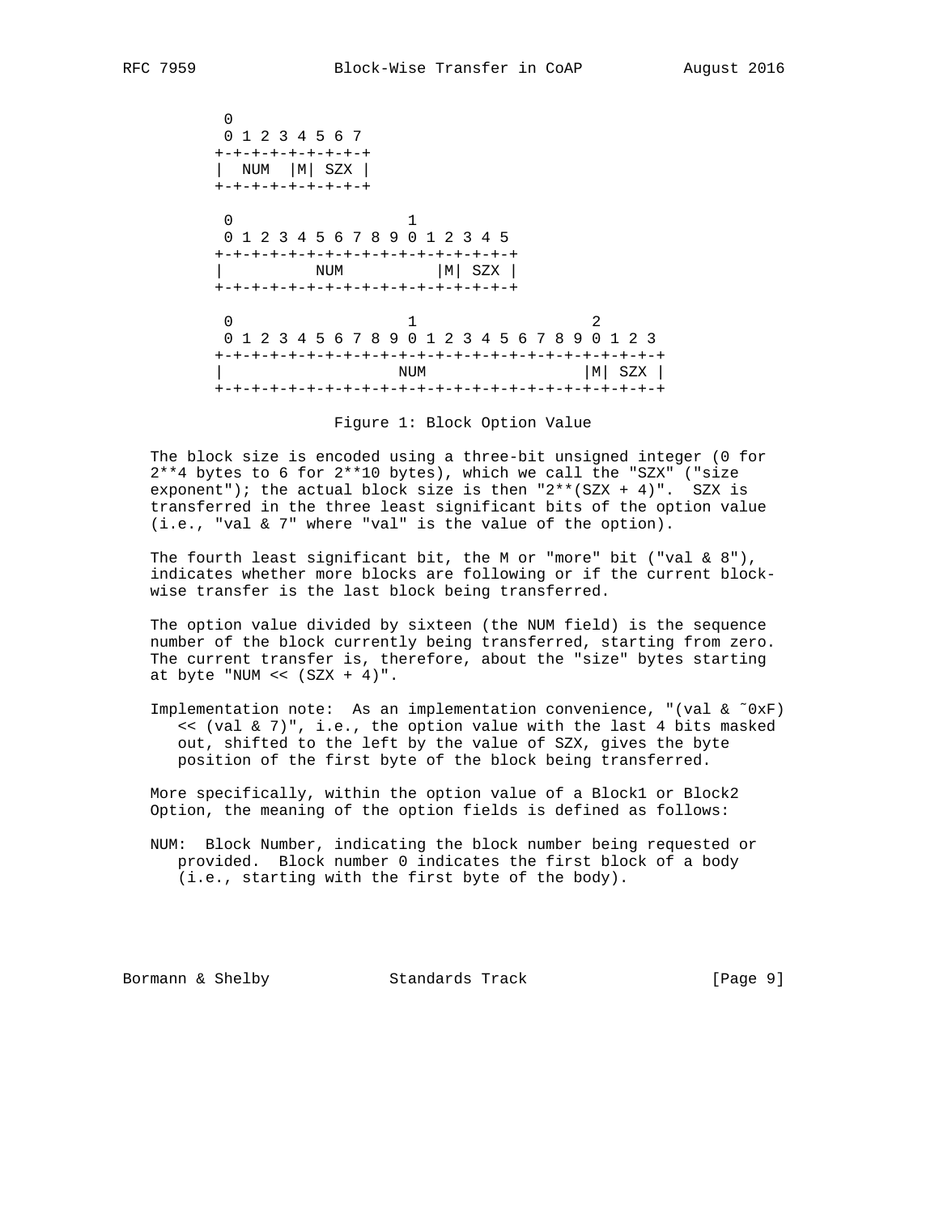```
 0
 0 1 2 3 4 5 6 7
+-+-+-+-+-+-+-+-+
|  NUM  |M| SZX |
+-+-+-+-+-+-+-+-+

 0                   1
 0 1 2 3 4 5 6 7 8 9 0 1 2 3 4 5
+-+-+-+-+-+-+-+-+-+-+-+-+-+-+-+-+
|          NUM          |M| SZX |
+-+-+-+-+-+-+-+-+-+-+-+-+-+-+-+-+

 0                   1                   2
 0 1 2 3 4 5 6 7 8 9 0 1 2 3 4 5 6 7 8 9 0 1 2 3
+-+-+-+-+-+-+-+-+-+-+-+-+-+-+-+-+-+-+-+-+-+-+-+-+
|                   NUM                 |M| SZX |
+-+-+-+-+-+-+-+-+-+-+-+-+-+-+-+-+-+-+-+-+-+-+-+-+
```

Figure 1: Block Option Value

The block size is encoded using a three-bit unsigned integer (0 for 2**4 bytes to 6 for 2**10 bytes), which we call the "SZX" ("size exponent"); the actual block size is then "2**(SZX + 4)". SZX is transferred in the three least significant bits of the option value (i.e., "val & 7" where "val" is the value of the option).

The fourth least significant bit, the M or "more" bit ("val & 8"), indicates whether more blocks are following or if the current block-wise transfer is the last block being transferred.

The option value divided by sixteen (the NUM field) is the sequence number of the block currently being transferred, starting from zero. The current transfer is, therefore, about the "size" bytes starting at byte "NUM << (SZX + 4)".

Implementation note: As an implementation convenience, "(val & ~0xF) << (val & 7)", i.e., the option value with the last 4 bits masked out, shifted to the left by the value of SZX, gives the byte position of the first byte of the block being transferred.

More specifically, within the option value of a Block1 or Block2 Option, the meaning of the option fields is defined as follows:

NUM: Block Number, indicating the block number being requested or provided. Block number 0 indicates the first block of a body (i.e., starting with the first byte of the body).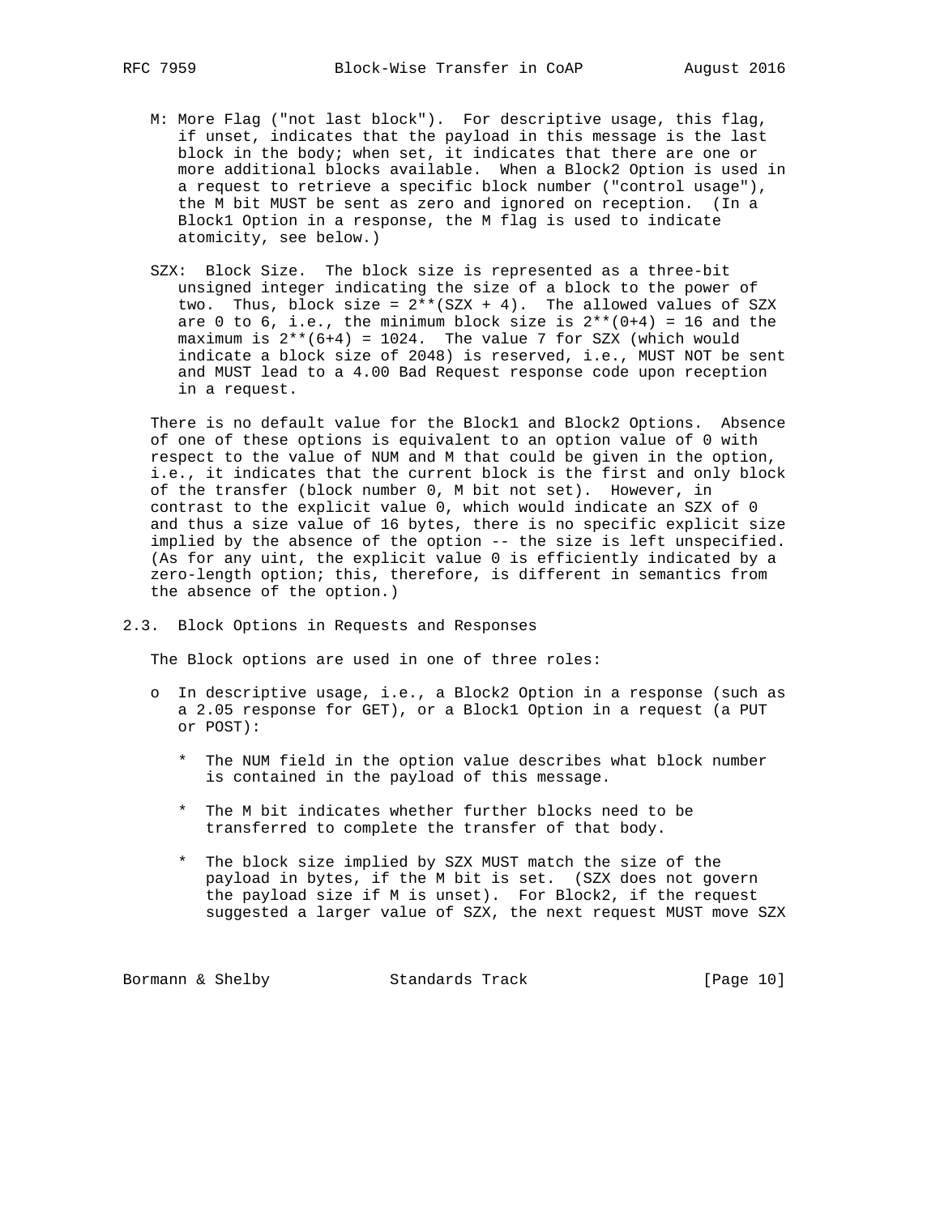M: More Flag ("not last block"). For descriptive usage, this flag, if unset, indicates that the payload in this message is the last block in the body; when set, it indicates that there are one or more additional blocks available. When a Block2 Option is used in a request to retrieve a specific block number ("control usage"), the M bit MUST be sent as zero and ignored on reception. (In a Block1 Option in a response, the M flag is used to indicate atomicity, see below.)

SZX: Block Size. The block size is represented as a three-bit unsigned integer indicating the size of a block to the power of two. Thus, block size = $2^{(SZX + 4)}$. The allowed values of SZX are 0 to 6, i.e., the minimum block size is $2^{(0+4)} = 16$ and the maximum is $2^{(6+4)} = 1024$. The value 7 for SZX (which would indicate a block size of 2048) is reserved, i.e., MUST NOT be sent and MUST lead to a 4.00 Bad Request response code upon reception in a request.

There is no default value for the Block1 and Block2 Options. Absence of one of these options is equivalent to an option value of 0 with respect to the value of NUM and M that could be given in the option, i.e., it indicates that the current block is the first and only block of the transfer (block number 0, M bit not set). However, in contrast to the explicit value 0, which would indicate an SZX of 0 and thus a size value of 16 bytes, there is no specific explicit size implied by the absence of the option -- the size is left unspecified. (As for any uint, the explicit value 0 is efficiently indicated by a zero-length option; this, therefore, is different in semantics from the absence of the option.)

## 2.3. Block Options in Requests and Responses

The Block options are used in one of three roles:

- In descriptive usage, i.e., a Block2 Option in a response (such as a 2.05 response for GET), or a Block1 Option in a request (a PUT or POST):

  * The NUM field in the option value describes what block number is contained in the payload of this message.

  * The M bit indicates whether further blocks need to be transferred to complete the transfer of that body.

  * The block size implied by SZX MUST match the size of the payload in bytes, if the M bit is set. (SZX does not govern the payload size if M is unset). For Block2, if the request suggested a larger value of SZX, the next request MUST move SZX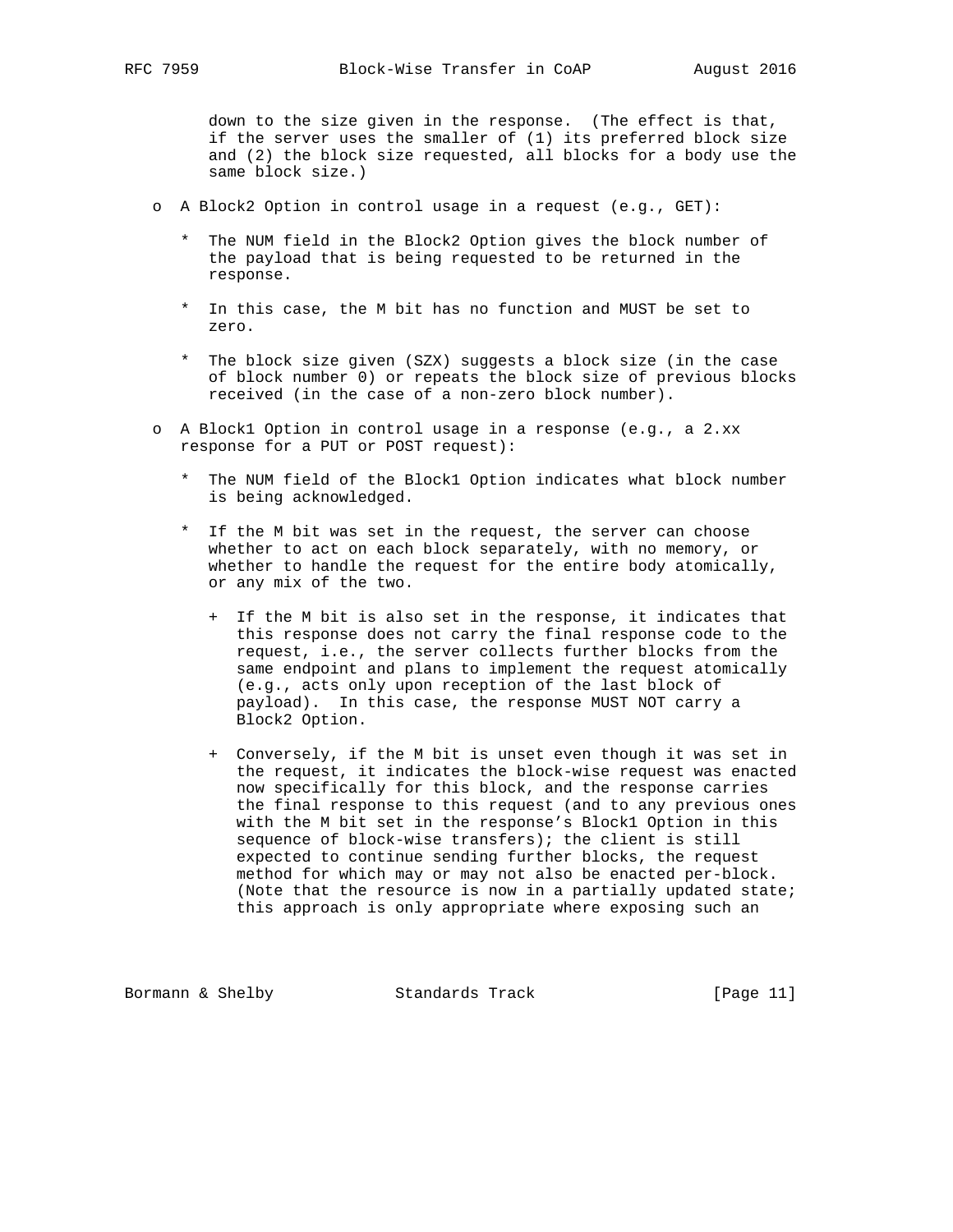down to the size given in the response. (The effect is that, if the server uses the smaller of (1) its preferred block size and (2) the block size requested, all blocks for a body use the same block size.)

- A Block2 Option in control usage in a request (e.g., GET):

  * The NUM field in the Block2 Option gives the block number of the payload that is being requested to be returned in the response.

  * In this case, the M bit has no function and MUST be set to zero.

  * The block size given (SZX) suggests a block size (in the case of block number 0) or repeats the block size of previous blocks received (in the case of a non-zero block number).

- A Block1 Option in control usage in a response (e.g., a 2.xx response for a PUT or POST request):

  * The NUM field of the Block1 Option indicates what block number is being acknowledged.

  * If the M bit was set in the request, the server can choose whether to act on each block separately, with no memory, or whether to handle the request for the entire body atomically, or any mix of the two.

    + If the M bit is also set in the response, it indicates that this response does not carry the final response code to the request, i.e., the server collects further blocks from the same endpoint and plans to implement the request atomically (e.g., acts only upon reception of the last block of payload). In this case, the response MUST NOT carry a Block2 Option.

    + Conversely, if the M bit is unset even though it was set in the request, it indicates the block-wise request was enacted now specifically for this block, and the response carries the final response to this request (and to any previous ones with the M bit set in the response's Block1 Option in this sequence of block-wise transfers); the client is still expected to continue sending further blocks, the request method for which may or may not also be enacted per-block. (Note that the resource is now in a partially updated state; this approach is only appropriate where exposing such an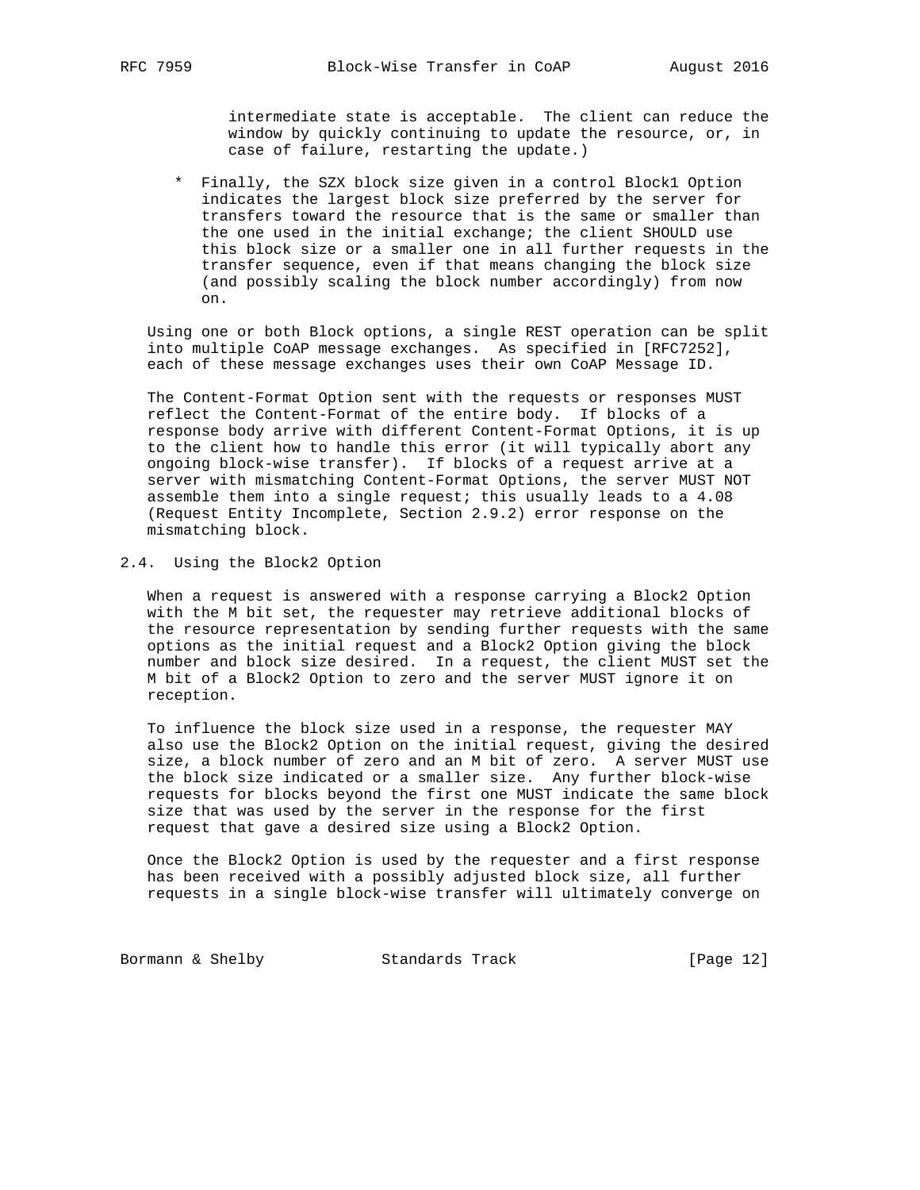intermediate state is acceptable. The client can reduce the window by quickly continuing to update the resource, or, in case of failure, restarting the update.)

* Finally, the SZX block size given in a control Block1 Option indicates the largest block size preferred by the server for transfers toward the resource that is the same or smaller than the one used in the initial exchange; the client SHOULD use this block size or a smaller one in all further requests in the transfer sequence, even if that means changing the block size (and possibly scaling the block number accordingly) from now on.

Using one or both Block options, a single REST operation can be split into multiple CoAP message exchanges. As specified in [RFC7252], each of these message exchanges uses their own CoAP Message ID.

The Content-Format Option sent with the requests or responses MUST reflect the Content-Format of the entire body. If blocks of a response body arrive with different Content-Format Options, it is up to the client how to handle this error (it will typically abort any ongoing block-wise transfer). If blocks of a request arrive at a server with mismatching Content-Format Options, the server MUST NOT assemble them into a single request; this usually leads to a 4.08 (Request Entity Incomplete, Section 2.9.2) error response on the mismatching block.

## 2.4. Using the Block2 Option

When a request is answered with a response carrying a Block2 Option with the M bit set, the requester may retrieve additional blocks of the resource representation by sending further requests with the same options as the initial request and a Block2 Option giving the block number and block size desired. In a request, the client MUST set the M bit of a Block2 Option to zero and the server MUST ignore it on reception.

To influence the block size used in a response, the requester MAY also use the Block2 Option on the initial request, giving the desired size, a block number of zero and an M bit of zero. A server MUST use the block size indicated or a smaller size. Any further block-wise requests for blocks beyond the first one MUST indicate the same block size that was used by the server in the response for the first request that gave a desired size using a Block2 Option.

Once the Block2 Option is used by the requester and a first response has been received with a possibly adjusted block size, all further requests in a single block-wise transfer will ultimately converge on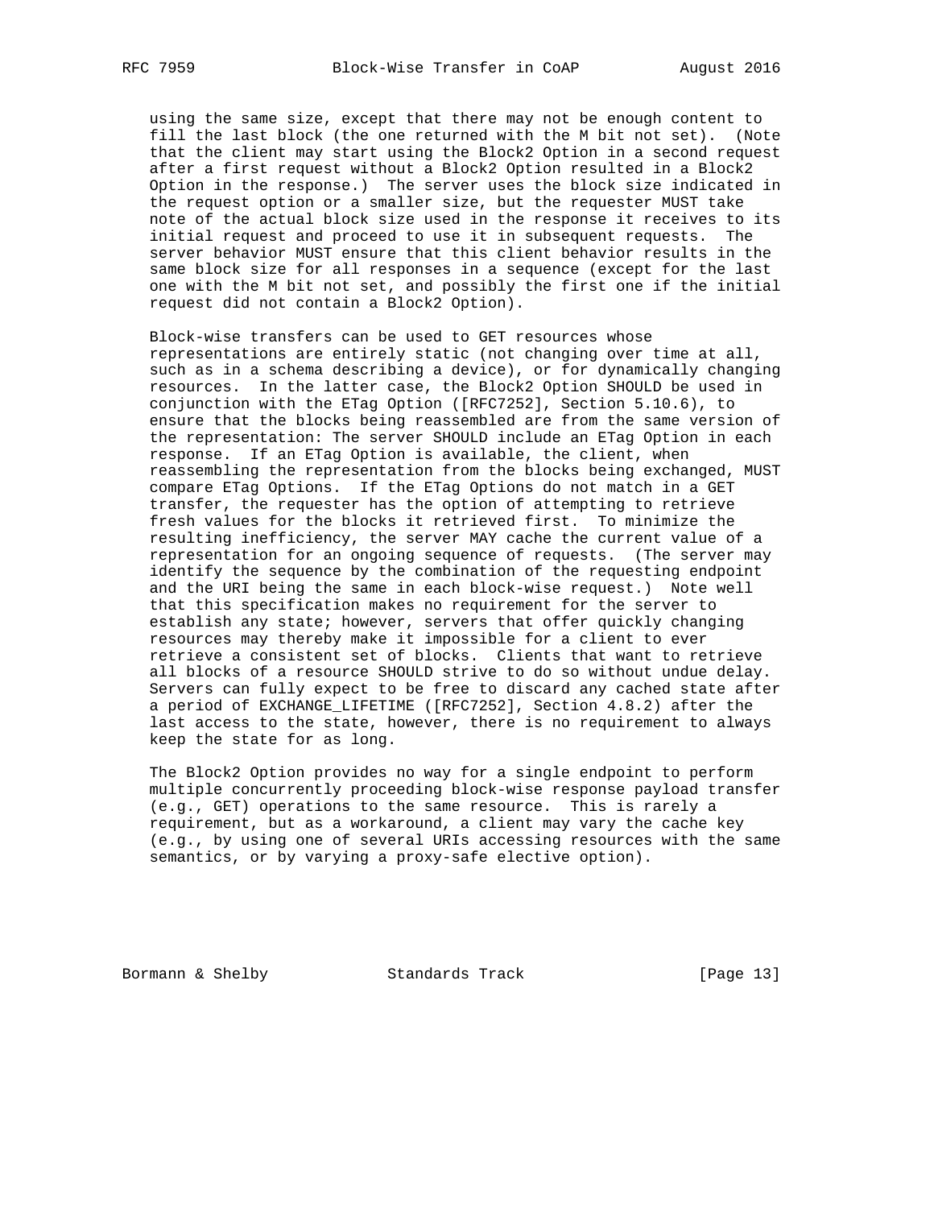using the same size, except that there may not be enough content to fill the last block (the one returned with the M bit not set). (Note that the client may start using the Block2 Option in a second request after a first request without a Block2 Option resulted in a Block2 Option in the response.) The server uses the block size indicated in the request option or a smaller size, but the requester MUST take note of the actual block size used in the response it receives to its initial request and proceed to use it in subsequent requests. The server behavior MUST ensure that this client behavior results in the same block size for all responses in a sequence (except for the last one with the M bit not set, and possibly the first one if the initial request did not contain a Block2 Option).

Block-wise transfers can be used to GET resources whose representations are entirely static (not changing over time at all, such as in a schema describing a device), or for dynamically changing resources. In the latter case, the Block2 Option SHOULD be used in conjunction with the ETag Option ([RFC7252], Section 5.10.6), to ensure that the blocks being reassembled are from the same version of the representation: The server SHOULD include an ETag Option in each response. If an ETag Option is available, the client, when reassembling the representation from the blocks being exchanged, MUST compare ETag Options. If the ETag Options do not match in a GET transfer, the requester has the option of attempting to retrieve fresh values for the blocks it retrieved first. To minimize the resulting inefficiency, the server MAY cache the current value of a representation for an ongoing sequence of requests. (The server may identify the sequence by the combination of the requesting endpoint and the URI being the same in each block-wise request.) Note well that this specification makes no requirement for the server to establish any state; however, servers that offer quickly changing resources may thereby make it impossible for a client to ever retrieve a consistent set of blocks. Clients that want to retrieve all blocks of a resource SHOULD strive to do so without undue delay. Servers can fully expect to be free to discard any cached state after a period of EXCHANGE_LIFETIME ([RFC7252], Section 4.8.2) after the last access to the state, however, there is no requirement to always keep the state for as long.

The Block2 Option provides no way for a single endpoint to perform multiple concurrently proceeding block-wise response payload transfer (e.g., GET) operations to the same resource. This is rarely a requirement, but as a workaround, a client may vary the cache key (e.g., by using one of several URIs accessing resources with the same semantics, or by varying a proxy-safe elective option).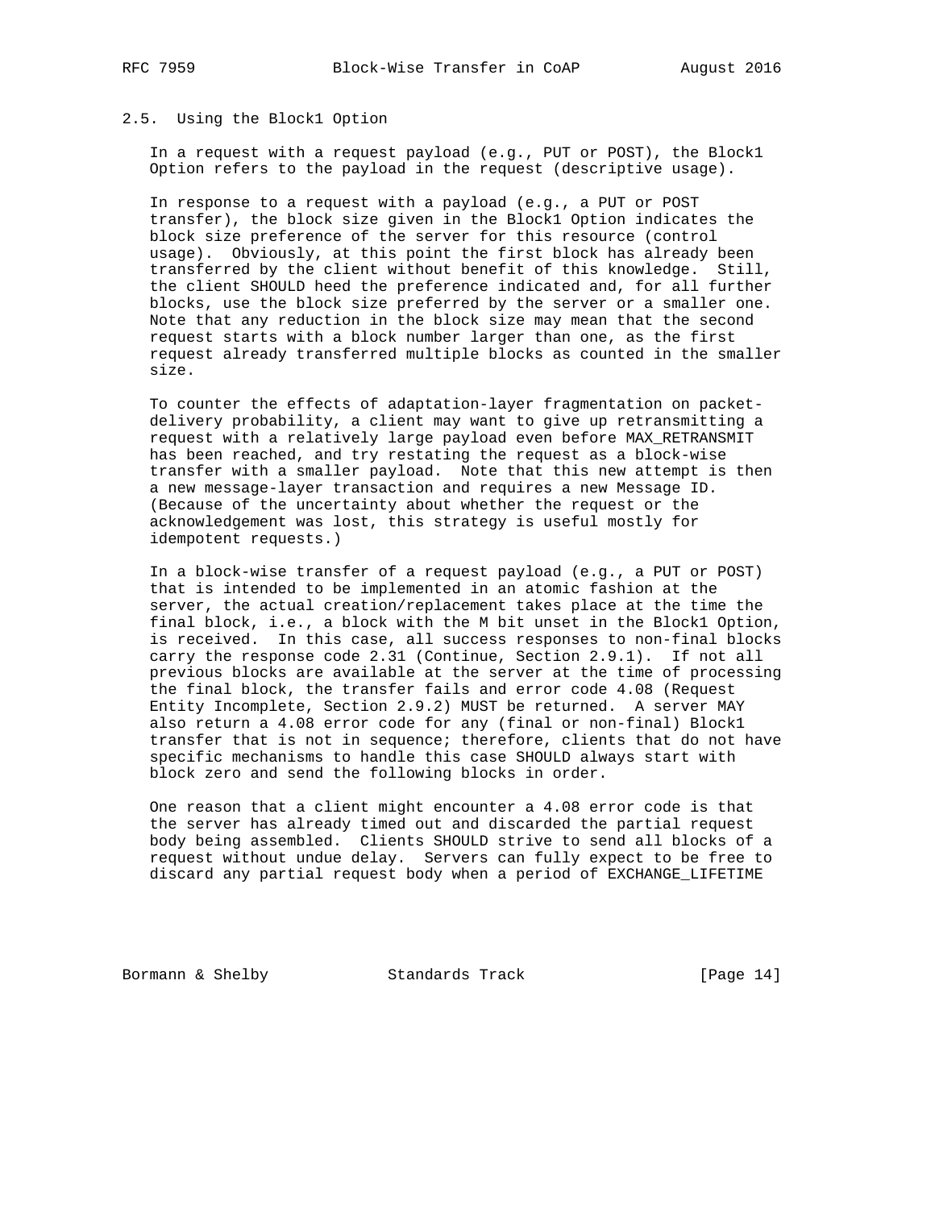## 2.5. Using the Block1 Option

In a request with a request payload (e.g., PUT or POST), the Block1 Option refers to the payload in the request (descriptive usage).

In response to a request with a payload (e.g., a PUT or POST transfer), the block size given in the Block1 Option indicates the block size preference of the server for this resource (control usage). Obviously, at this point the first block has already been transferred by the client without benefit of this knowledge. Still, the client SHOULD heed the preference indicated and, for all further blocks, use the block size preferred by the server or a smaller one. Note that any reduction in the block size may mean that the second request starts with a block number larger than one, as the first request already transferred multiple blocks as counted in the smaller size.

To counter the effects of adaptation-layer fragmentation on packet-delivery probability, a client may want to give up retransmitting a request with a relatively large payload even before MAX_RETRANSMIT has been reached, and try restating the request as a block-wise transfer with a smaller payload. Note that this new attempt is then a new message-layer transaction and requires a new Message ID. (Because of the uncertainty about whether the request or the acknowledgement was lost, this strategy is useful mostly for idempotent requests.)

In a block-wise transfer of a request payload (e.g., a PUT or POST) that is intended to be implemented in an atomic fashion at the server, the actual creation/replacement takes place at the time the final block, i.e., a block with the M bit unset in the Block1 Option, is received. In this case, all success responses to non-final blocks carry the response code 2.31 (Continue, Section 2.9.1). If not all previous blocks are available at the server at the time of processing the final block, the transfer fails and error code 4.08 (Request Entity Incomplete, Section 2.9.2) MUST be returned. A server MAY also return a 4.08 error code for any (final or non-final) Block1 transfer that is not in sequence; therefore, clients that do not have specific mechanisms to handle this case SHOULD always start with block zero and send the following blocks in order.

One reason that a client might encounter a 4.08 error code is that the server has already timed out and discarded the partial request body being assembled. Clients SHOULD strive to send all blocks of a request without undue delay. Servers can fully expect to be free to discard any partial request body when a period of EXCHANGE_LIFETIME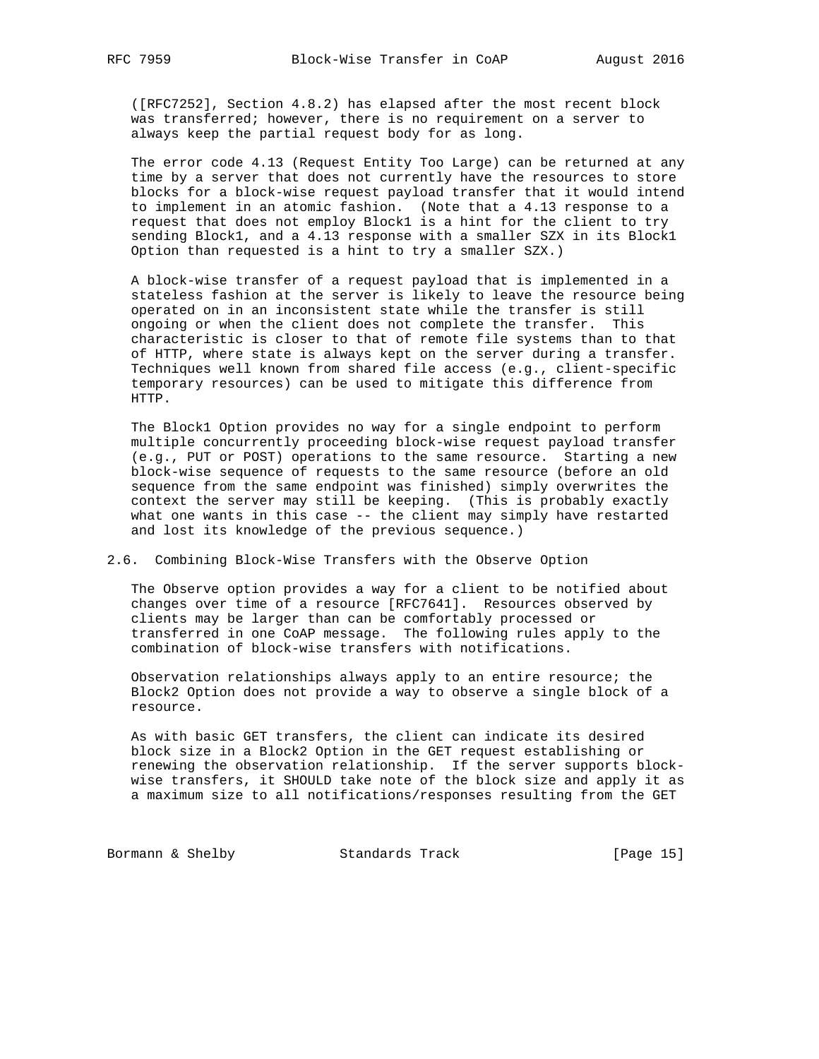([RFC7252], Section 4.8.2) has elapsed after the most recent block was transferred; however, there is no requirement on a server to always keep the partial request body for as long.

The error code 4.13 (Request Entity Too Large) can be returned at any time by a server that does not currently have the resources to store blocks for a block-wise request payload transfer that it would intend to implement in an atomic fashion. (Note that a 4.13 response to a request that does not employ Block1 is a hint for the client to try sending Block1, and a 4.13 response with a smaller SZX in its Block1 Option than requested is a hint to try a smaller SZX.)

A block-wise transfer of a request payload that is implemented in a stateless fashion at the server is likely to leave the resource being operated on in an inconsistent state while the transfer is still ongoing or when the client does not complete the transfer. This characteristic is closer to that of remote file systems than to that of HTTP, where state is always kept on the server during a transfer. Techniques well known from shared file access (e.g., client-specific temporary resources) can be used to mitigate this difference from HTTP.

The Block1 Option provides no way for a single endpoint to perform multiple concurrently proceeding block-wise request payload transfer (e.g., PUT or POST) operations to the same resource. Starting a new block-wise sequence of requests to the same resource (before an old sequence from the same endpoint was finished) simply overwrites the context the server may still be keeping. (This is probably exactly what one wants in this case -- the client may simply have restarted and lost its knowledge of the previous sequence.)

## 2.6. Combining Block-Wise Transfers with the Observe Option

The Observe option provides a way for a client to be notified about changes over time of a resource [RFC7641]. Resources observed by clients may be larger than can be comfortably processed or transferred in one CoAP message. The following rules apply to the combination of block-wise transfers with notifications.

Observation relationships always apply to an entire resource; the Block2 Option does not provide a way to observe a single block of a resource.

As with basic GET transfers, the client can indicate its desired block size in a Block2 Option in the GET request establishing or renewing the observation relationship. If the server supports block-wise transfers, it SHOULD take note of the block size and apply it as a maximum size to all notifications/responses resulting from the GET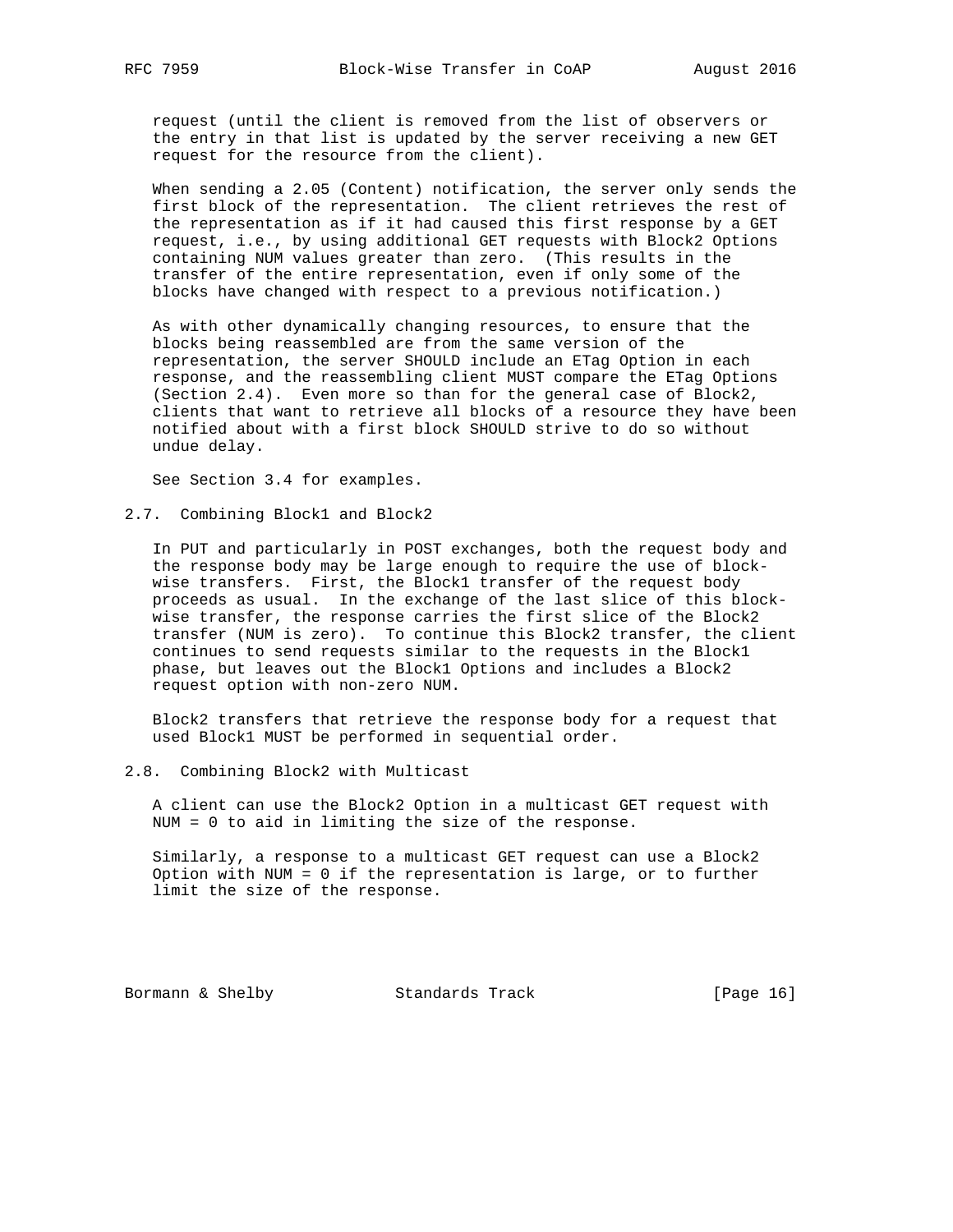request (until the client is removed from the list of observers or the entry in that list is updated by the server receiving a new GET request for the resource from the client).

When sending a 2.05 (Content) notification, the server only sends the first block of the representation. The client retrieves the rest of the representation as if it had caused this first response by a GET request, i.e., by using additional GET requests with Block2 Options containing NUM values greater than zero. (This results in the transfer of the entire representation, even if only some of the blocks have changed with respect to a previous notification.)

As with other dynamically changing resources, to ensure that the blocks being reassembled are from the same version of the representation, the server SHOULD include an ETag Option in each response, and the reassembling client MUST compare the ETag Options (Section 2.4). Even more so than for the general case of Block2, clients that want to retrieve all blocks of a resource they have been notified about with a first block SHOULD strive to do so without undue delay.

See Section 3.4 for examples.

## 2.7. Combining Block1 and Block2

In PUT and particularly in POST exchanges, both the request body and the response body may be large enough to require the use of block-wise transfers. First, the Block1 transfer of the request body proceeds as usual. In the exchange of the last slice of this block-wise transfer, the response carries the first slice of the Block2 transfer (NUM is zero). To continue this Block2 transfer, the client continues to send requests similar to the requests in the Block1 phase, but leaves out the Block1 Options and includes a Block2 request option with non-zero NUM.

Block2 transfers that retrieve the response body for a request that used Block1 MUST be performed in sequential order.

## 2.8. Combining Block2 with Multicast

A client can use the Block2 Option in a multicast GET request with NUM = 0 to aid in limiting the size of the response.

Similarly, a response to a multicast GET request can use a Block2 Option with NUM = 0 if the representation is large, or to further limit the size of the response.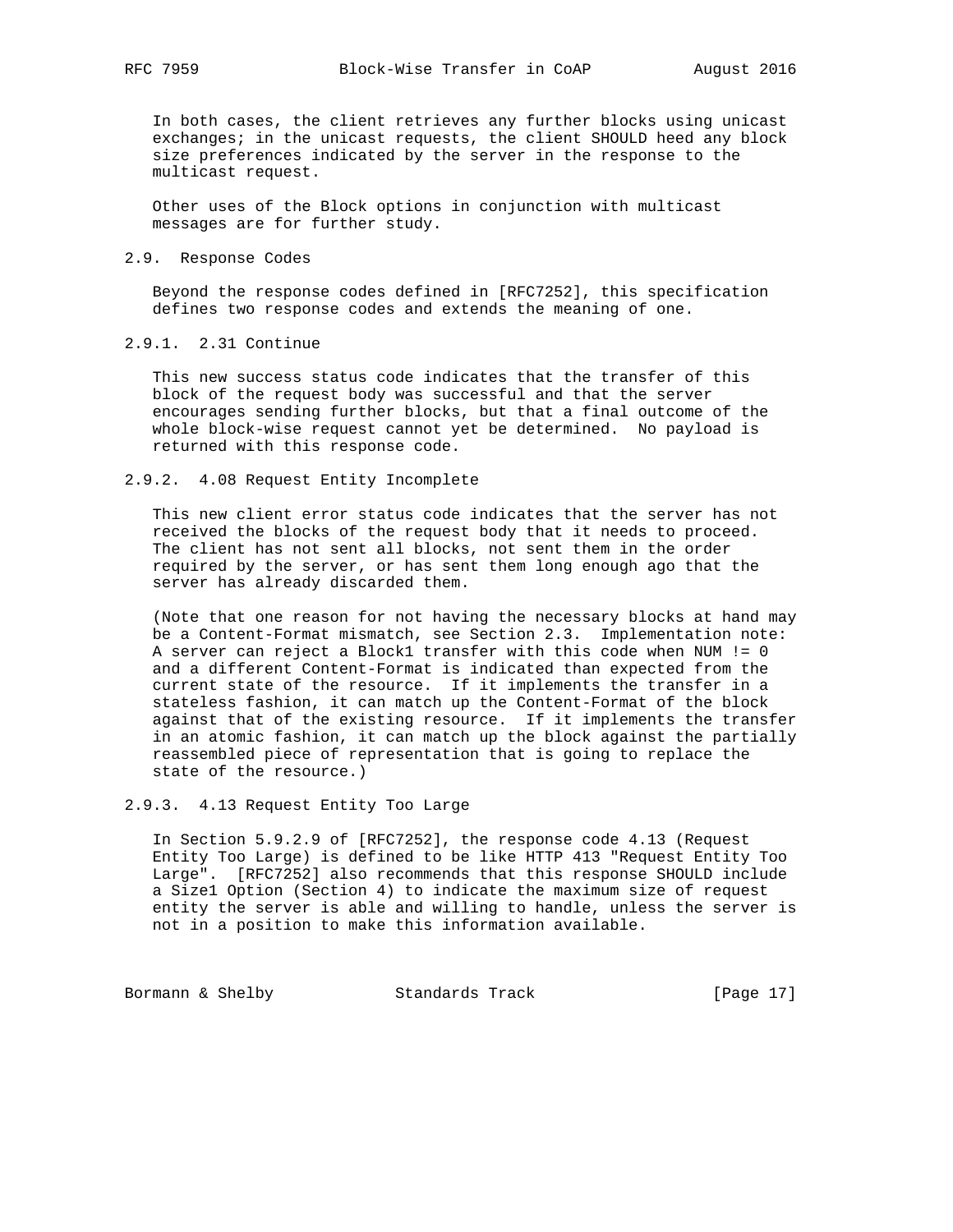In both cases, the client retrieves any further blocks using unicast exchanges; in the unicast requests, the client SHOULD heed any block size preferences indicated by the server in the response to the multicast request.

Other uses of the Block options in conjunction with multicast messages are for further study.

## 2.9. Response Codes

Beyond the response codes defined in [RFC7252], this specification defines two response codes and extends the meaning of one.

### 2.9.1. 2.31 Continue

This new success status code indicates that the transfer of this block of the request body was successful and that the server encourages sending further blocks, but that a final outcome of the whole block-wise request cannot yet be determined. No payload is returned with this response code.

### 2.9.2. 4.08 Request Entity Incomplete

This new client error status code indicates that the server has not received the blocks of the request body that it needs to proceed. The client has not sent all blocks, not sent them in the order required by the server, or has sent them long enough ago that the server has already discarded them.

(Note that one reason for not having the necessary blocks at hand may be a Content-Format mismatch, see Section 2.3. Implementation note: A server can reject a Block1 transfer with this code when NUM != 0 and a different Content-Format is indicated than expected from the current state of the resource. If it implements the transfer in a stateless fashion, it can match up the Content-Format of the block against that of the existing resource. If it implements the transfer in an atomic fashion, it can match up the block against the partially reassembled piece of representation that is going to replace the state of the resource.)

### 2.9.3. 4.13 Request Entity Too Large

In Section 5.9.2.9 of [RFC7252], the response code 4.13 (Request Entity Too Large) is defined to be like HTTP 413 "Request Entity Too Large". [RFC7252] also recommends that this response SHOULD include a Size1 Option (Section 4) to indicate the maximum size of request entity the server is able and willing to handle, unless the server is not in a position to make this information available.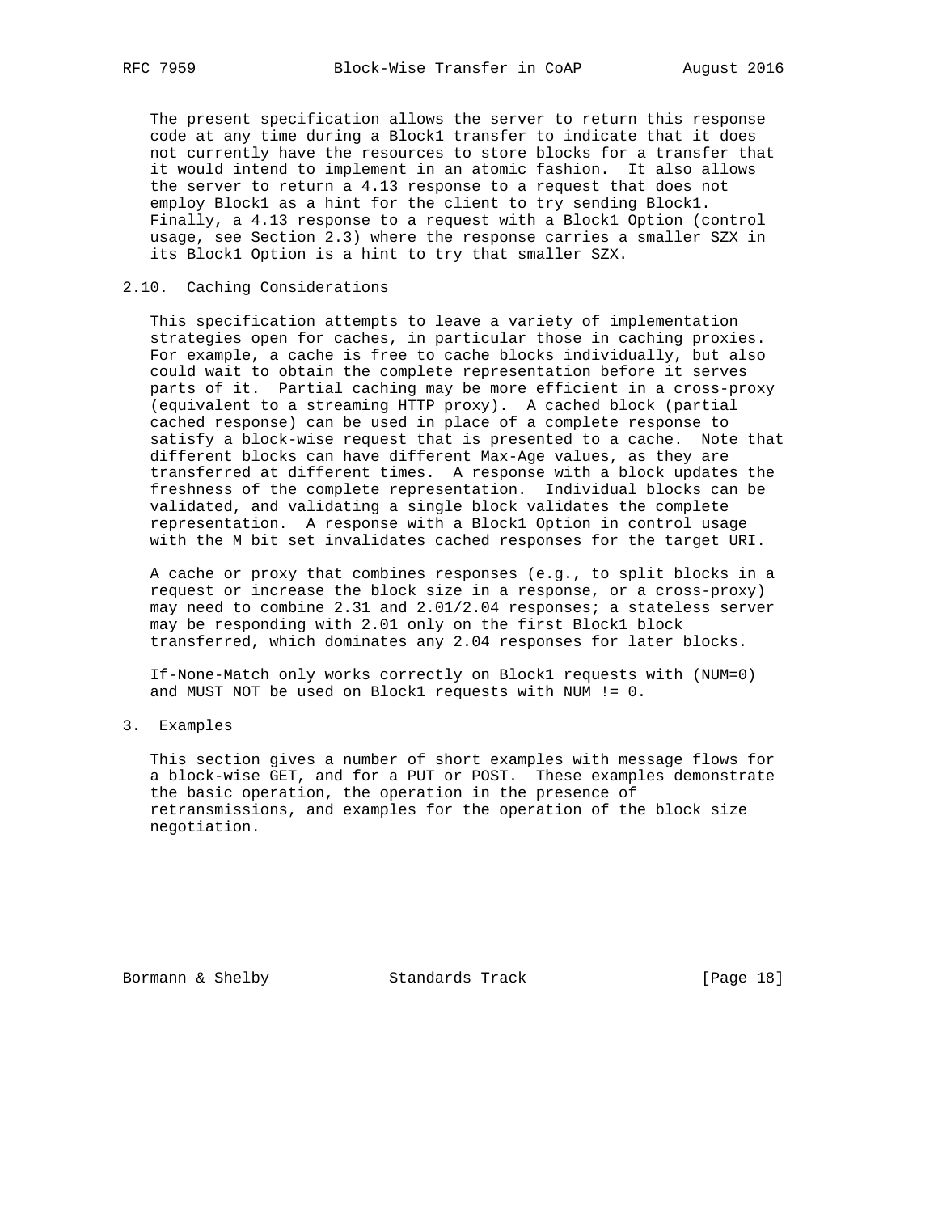The present specification allows the server to return this response code at any time during a Block1 transfer to indicate that it does not currently have the resources to store blocks for a transfer that it would intend to implement in an atomic fashion. It also allows the server to return a 4.13 response to a request that does not employ Block1 as a hint for the client to try sending Block1. Finally, a 4.13 response to a request with a Block1 Option (control usage, see Section 2.3) where the response carries a smaller SZX in its Block1 Option is a hint to try that smaller SZX.

### 2.10. Caching Considerations

This specification attempts to leave a variety of implementation strategies open for caches, in particular those in caching proxies. For example, a cache is free to cache blocks individually, but also could wait to obtain the complete representation before it serves parts of it. Partial caching may be more efficient in a cross-proxy (equivalent to a streaming HTTP proxy). A cached block (partial cached response) can be used in place of a complete response to satisfy a block-wise request that is presented to a cache. Note that different blocks can have different Max-Age values, as they are transferred at different times. A response with a block updates the freshness of the complete representation. Individual blocks can be validated, and validating a single block validates the complete representation. A response with a Block1 Option in control usage with the M bit set invalidates cached responses for the target URI.

A cache or proxy that combines responses (e.g., to split blocks in a request or increase the block size in a response, or a cross-proxy) may need to combine 2.31 and 2.01/2.04 responses; a stateless server may be responding with 2.01 only on the first Block1 block transferred, which dominates any 2.04 responses for later blocks.

If-None-Match only works correctly on Block1 requests with (NUM=0) and MUST NOT be used on Block1 requests with NUM != 0.

## 3. Examples

This section gives a number of short examples with message flows for a block-wise GET, and for a PUT or POST. These examples demonstrate the basic operation, the operation in the presence of retransmissions, and examples for the operation of the block size negotiation.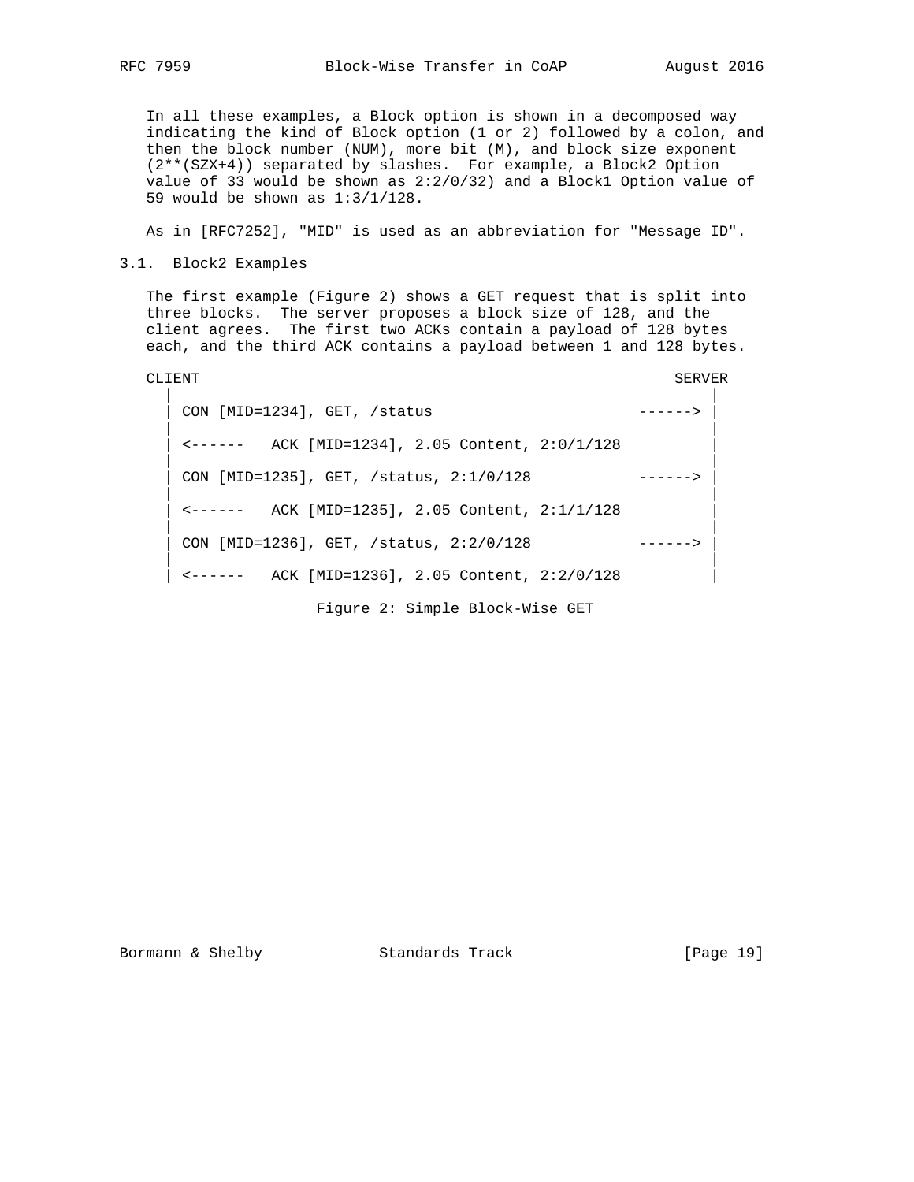In all these examples, a Block option is shown in a decomposed way indicating the kind of Block option (1 or 2) followed by a colon, and then the block number (NUM), more bit (M), and block size exponent (2**(SZX+4)) separated by slashes. For example, a Block2 Option value of 33 would be shown as 2:2/0/32) and a Block1 Option value of 59 would be shown as 1:3/1/128.

As in [RFC7252], "MID" is used as an abbreviation for "Message ID".

## 3.1. Block2 Examples

The first example (Figure 2) shows a GET request that is split into three blocks. The server proposes a block size of 128, and the client agrees. The first two ACKs contain a payload of 128 bytes each, and the third ACK contains a payload between 1 and 128 bytes.

```
CLIENT                                                     SERVER
  |                                                            |
  | CON [MID=1234], GET, /status                       ------> |
  |                                                            |
  | <------   ACK [MID=1234], 2.05 Content, 2:0/1/128          |
  |                                                            |
  | CON [MID=1235], GET, /status, 2:1/0/128            ------> |
  |                                                            |
  | <------   ACK [MID=1235], 2.05 Content, 2:1/1/128          |
  |                                                            |
  | CON [MID=1236], GET, /status, 2:2/0/128            ------> |
  |                                                            |
  | <------   ACK [MID=1236], 2.05 Content, 2:2/0/128          |
```

Figure 2: Simple Block-Wise GET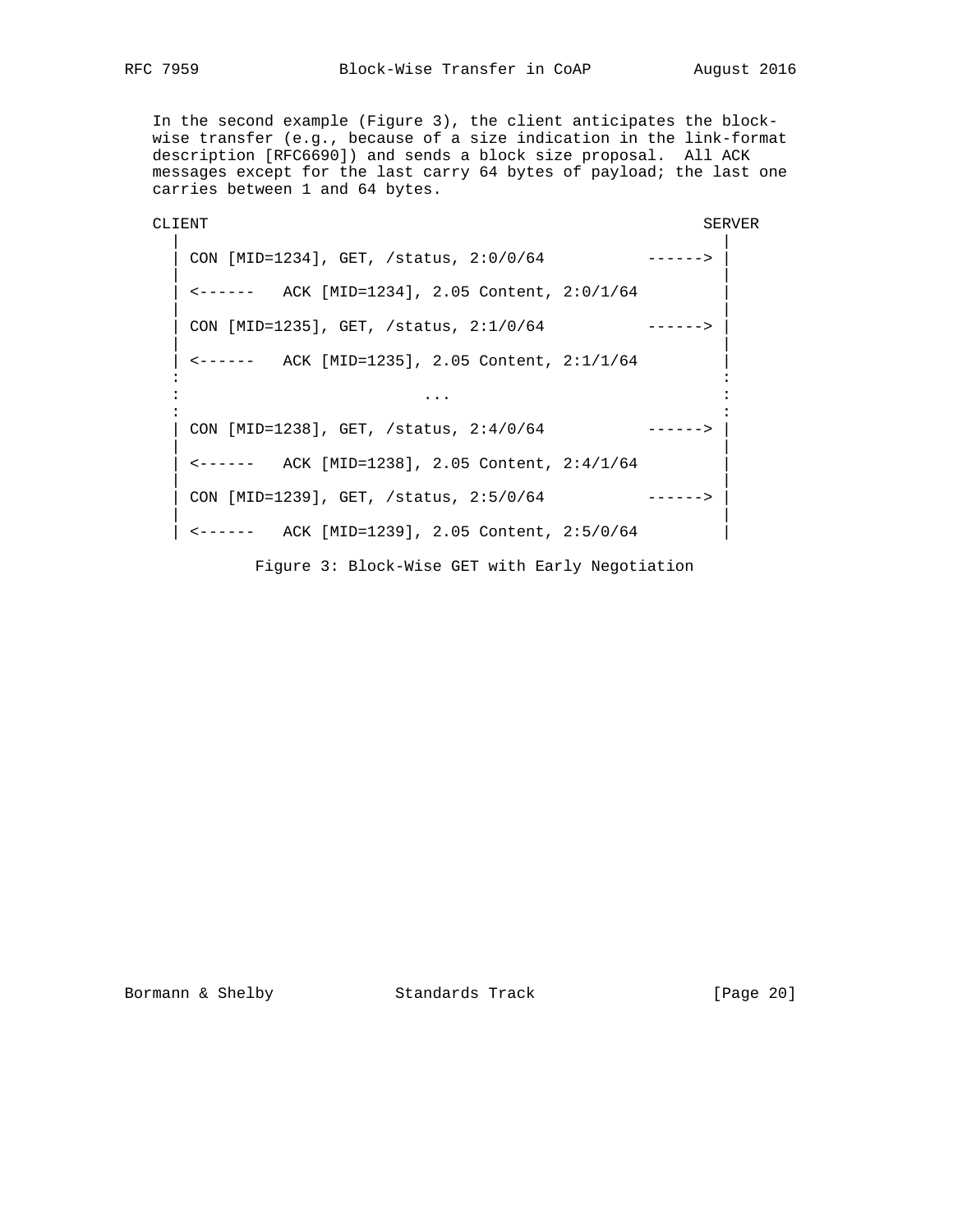In the second example (Figure 3), the client anticipates the block-wise transfer (e.g., because of a size indication in the link-format description [RFC6690]) and sends a block size proposal. All ACK messages except for the last carry 64 bytes of payload; the last one carries between 1 and 64 bytes.

```
CLIENT                                                     SERVER
  |                                                          |
  | CON [MID=1234], GET, /status, 2:0/0/64           ------> |
  |                                                          |
  | <------   ACK [MID=1234], 2.05 Content, 2:0/1/64         |
  |                                                          |
  | CON [MID=1235], GET, /status, 2:1/0/64           ------> |
  |                                                          |
  | <------   ACK [MID=1235], 2.05 Content, 2:1/1/64         |
  :                                                          :
  :                          ...                             :
  :                                                          :
  | CON [MID=1238], GET, /status, 2:4/0/64           ------> |
  |                                                          |
  | <------   ACK [MID=1238], 2.05 Content, 2:4/1/64         |
  |                                                          |
  | CON [MID=1239], GET, /status, 2:5/0/64           ------> |
  |                                                          |
  | <------   ACK [MID=1239], 2.05 Content, 2:5/0/64         |
```

Figure 3: Block-Wise GET with Early Negotiation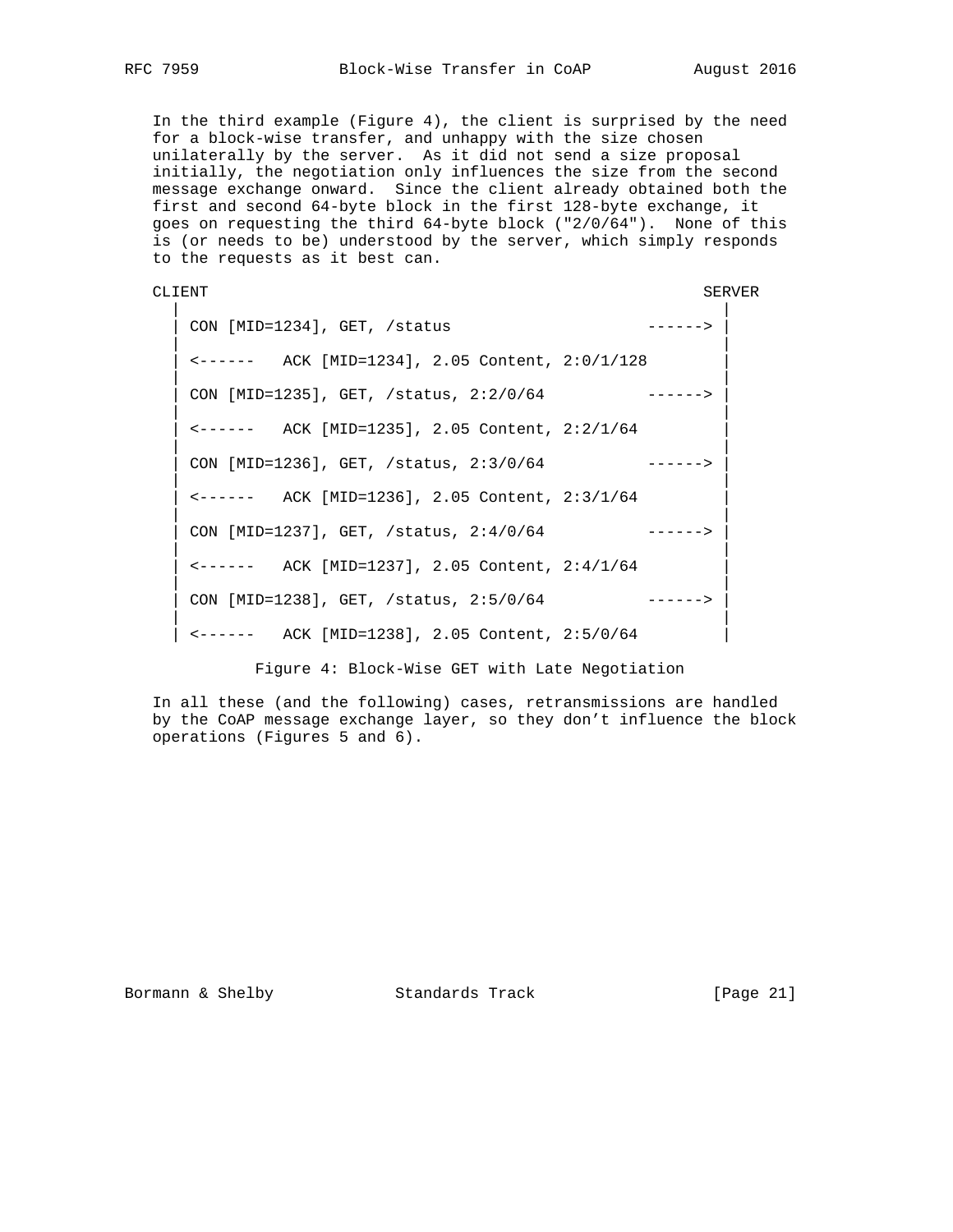In the third example (Figure 4), the client is surprised by the need for a block-wise transfer, and unhappy with the size chosen unilaterally by the server. As it did not send a size proposal initially, the negotiation only influences the size from the second message exchange onward. Since the client already obtained both the first and second 64-byte block in the first 128-byte exchange, it goes on requesting the third 64-byte block ("2/0/64"). None of this is (or needs to be) understood by the server, which simply responds to the requests as it best can.

```
CLIENT                                                     SERVER
  |                                                          |
  | CON [MID=1234], GET, /status                     ------> |
  |                                                          |
  | <------   ACK [MID=1234], 2.05 Content, 2:0/1/128        |
  |                                                          |
  | CON [MID=1235], GET, /status, 2:2/0/64           ------> |
  |                                                          |
  | <------   ACK [MID=1235], 2.05 Content, 2:2/1/64         |
  |                                                          |
  | CON [MID=1236], GET, /status, 2:3/0/64           ------> |
  |                                                          |
  | <------   ACK [MID=1236], 2.05 Content, 2:3/1/64         |
  |                                                          |
  | CON [MID=1237], GET, /status, 2:4/0/64           ------> |
  |                                                          |
  | <------   ACK [MID=1237], 2.05 Content, 2:4/1/64         |
  |                                                          |
  | CON [MID=1238], GET, /status, 2:5/0/64           ------> |
  |                                                          |
  | <------   ACK [MID=1238], 2.05 Content, 2:5/0/64         |
```

Figure 4: Block-Wise GET with Late Negotiation

In all these (and the following) cases, retransmissions are handled by the CoAP message exchange layer, so they don't influence the block operations (Figures 5 and 6).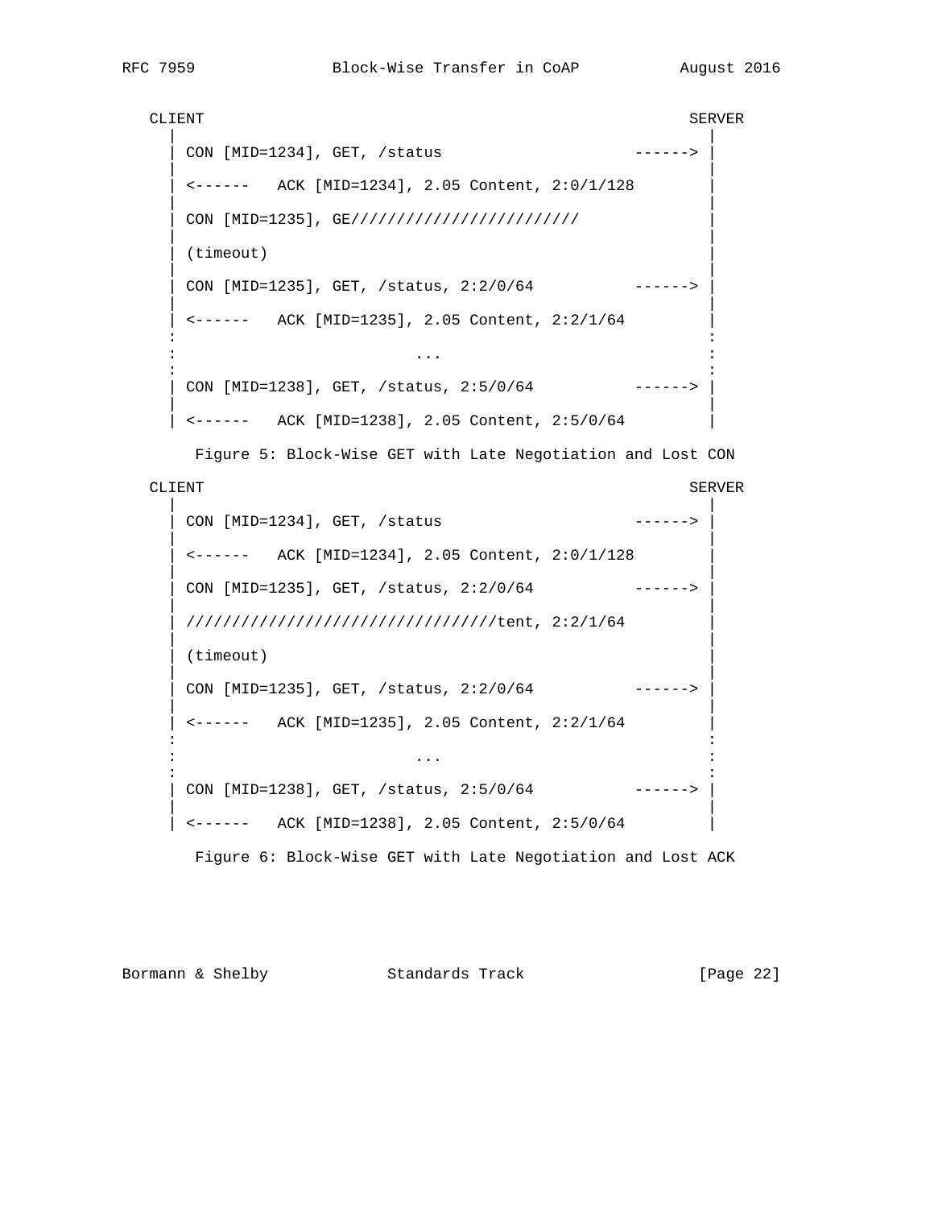```
   CLIENT                                                     SERVER
     |                                                          |
     | CON [MID=1234], GET, /status                     ------> |
     |                                                          |
     | <------   ACK [MID=1234], 2.05 Content, 2:0/1/128        |
     |                                                          |
     | CON [MID=1235], GE///////////////////////////            |
     |                                                          |
     | (timeout)                                                |
     |                                                          |
     | CON [MID=1235], GET, /status, 2:2/0/64           ------> |
     |                                                          |
     | <------   ACK [MID=1235], 2.05 Content, 2:2/1/64         |
     :                                                          :
     :                          ...                             :
     :                                                          :
     | CON [MID=1238], GET, /status, 2:5/0/64           ------> |
     |                                                          |
     | <------   ACK [MID=1238], 2.05 Content, 2:5/0/64         |
```

Figure 5: Block-Wise GET with Late Negotiation and Lost CON

```
   CLIENT                                                     SERVER
     |                                                          |
     | CON [MID=1234], GET, /status                     ------> |
     |                                                          |
     | <------   ACK [MID=1234], 2.05 Content, 2:0/1/128        |
     |                                                          |
     | CON [MID=1235], GET, /status, 2:2/0/64           ------> |
     |                                                          |
     | //////////////////////////////////tent, 2:2/1/64         |
     |                                                          |
     | (timeout)                                                |
     |                                                          |
     | CON [MID=1235], GET, /status, 2:2/0/64           ------> |
     |                                                          |
     | <------   ACK [MID=1235], 2.05 Content, 2:2/1/64         |
     :                                                          :
     :                          ...                             :
     :                                                          :
     | CON [MID=1238], GET, /status, 2:5/0/64           ------> |
     |                                                          |
     | <------   ACK [MID=1238], 2.05 Content, 2:5/0/64         |
```

Figure 6: Block-Wise GET with Late Negotiation and Lost ACK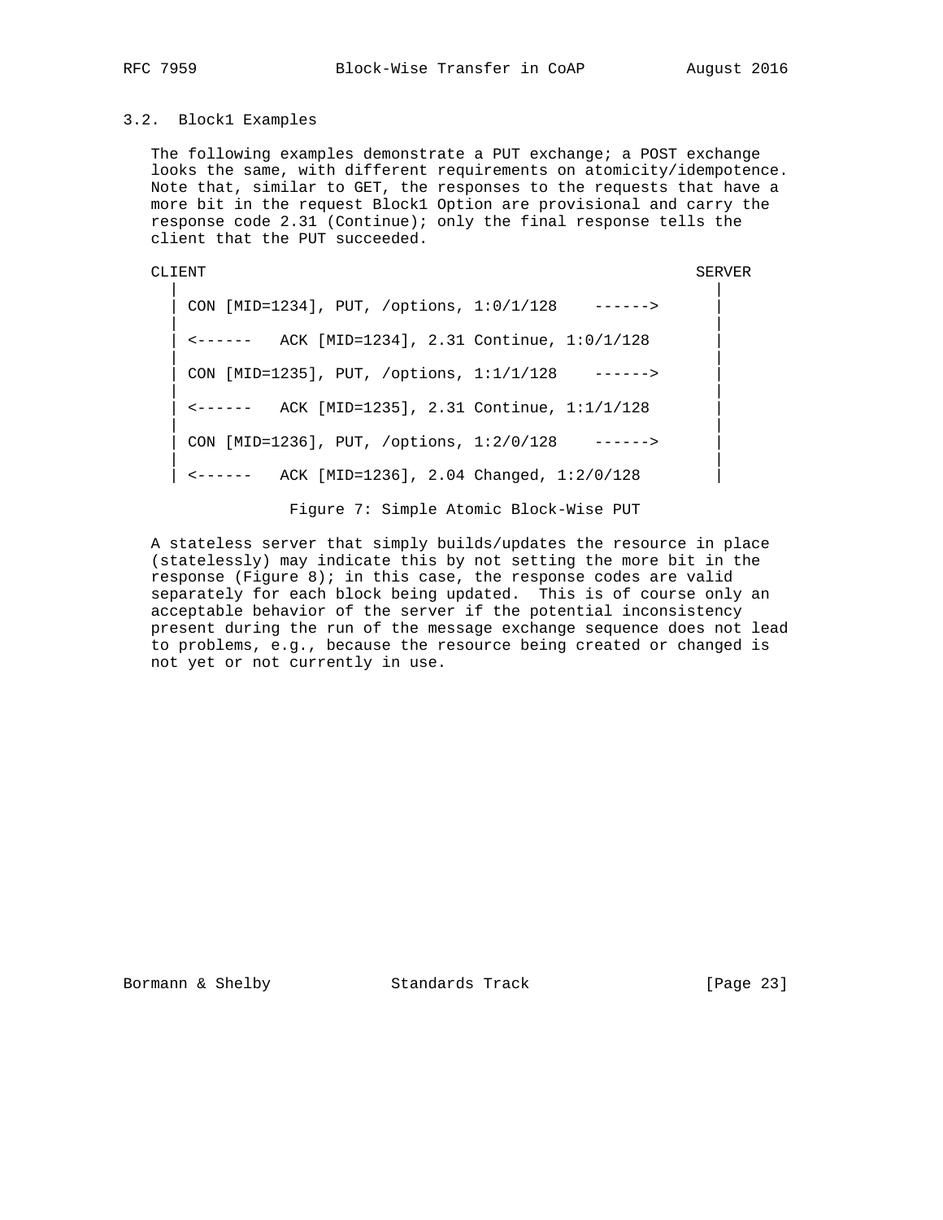### 3.2. Block1 Examples

The following examples demonstrate a PUT exchange; a POST exchange looks the same, with different requirements on atomicity/idempotence. Note that, similar to GET, the responses to the requests that have a more bit in the request Block1 Option are provisional and carry the response code 2.31 (Continue); only the final response tells the client that the PUT succeeded.

```
CLIENT                                                     SERVER
  |                                                            |
  | CON [MID=1234], PUT, /options, 1:0/1/128    ------>        |
  |                                                            |
  | <------   ACK [MID=1234], 2.31 Continue, 1:0/1/128         |
  |                                                            |
  | CON [MID=1235], PUT, /options, 1:1/1/128    ------>        |
  |                                                            |
  | <------   ACK [MID=1235], 2.31 Continue, 1:1/1/128         |
  |                                                            |
  | CON [MID=1236], PUT, /options, 1:2/0/128    ------>        |
  |                                                            |
  | <------   ACK [MID=1236], 2.04 Changed, 1:2/0/128          |
```

Figure 7: Simple Atomic Block-Wise PUT

A stateless server that simply builds/updates the resource in place (statelessly) may indicate this by not setting the more bit in the response (Figure 8); in this case, the response codes are valid separately for each block being updated. This is of course only an acceptable behavior of the server if the potential inconsistency present during the run of the message exchange sequence does not lead to problems, e.g., because the resource being created or changed is not yet or not currently in use.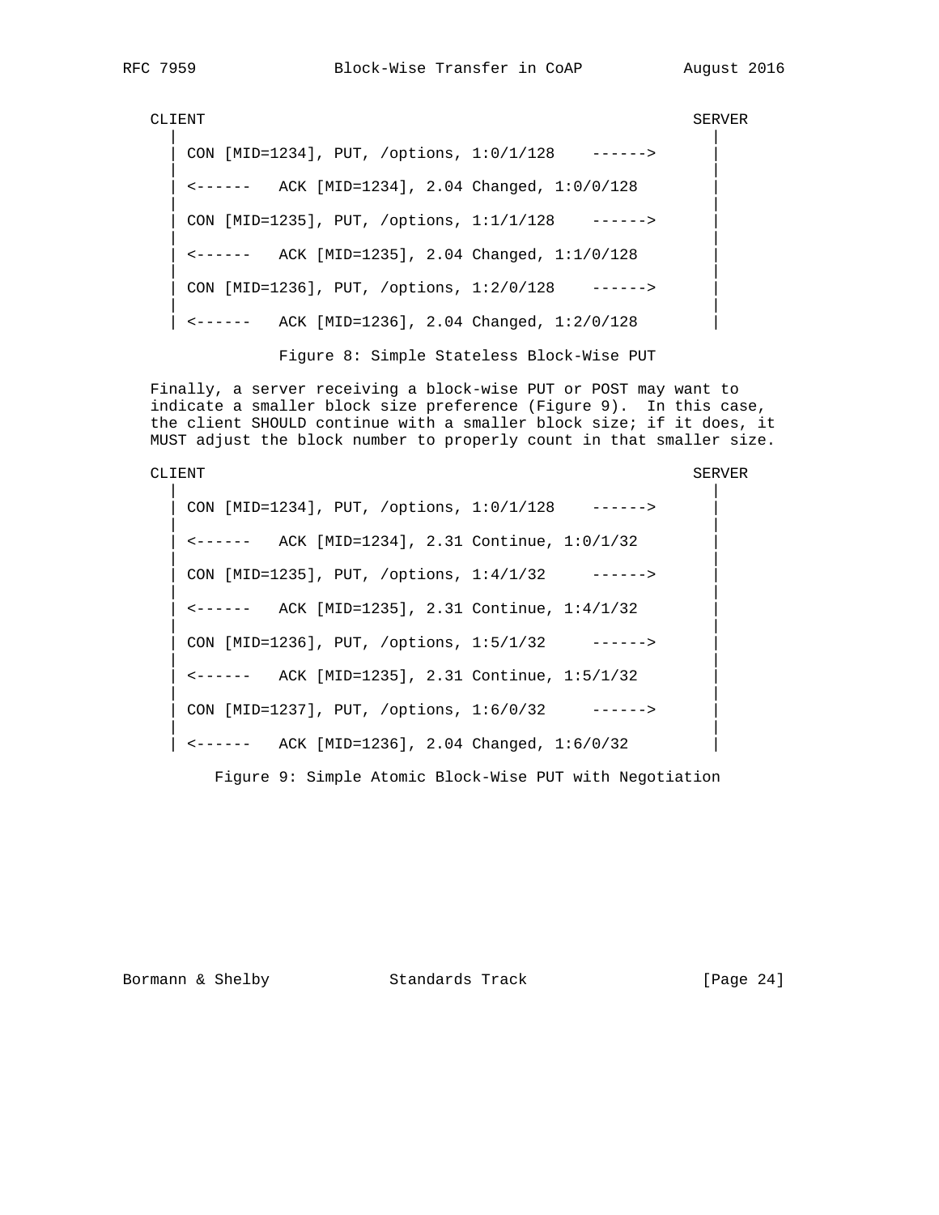```
CLIENT                                                     SERVER
  |                                                            |
  | CON [MID=1234], PUT, /options, 1:0/1/128    ------>        |
  |                                                            |
  | <------   ACK [MID=1234], 2.04 Changed, 1:0/0/128          |
  |                                                            |
  | CON [MID=1235], PUT, /options, 1:1/1/128    ------>        |
  |                                                            |
  | <------   ACK [MID=1235], 2.04 Changed, 1:1/0/128          |
  |                                                            |
  | CON [MID=1236], PUT, /options, 1:2/0/128    ------>        |
  |                                                            |
  | <------   ACK [MID=1236], 2.04 Changed, 1:2/0/128          |
```

Figure 8: Simple Stateless Block-Wise PUT

Finally, a server receiving a block-wise PUT or POST may want to indicate a smaller block size preference (Figure 9). In this case, the client SHOULD continue with a smaller block size; if it does, it MUST adjust the block number to properly count in that smaller size.

```
CLIENT                                                     SERVER
  |                                                            |
  | CON [MID=1234], PUT, /options, 1:0/1/128    ------>        |
  |                                                            |
  | <------   ACK [MID=1234], 2.31 Continue, 1:0/1/32          |
  |                                                            |
  | CON [MID=1235], PUT, /options, 1:4/1/32     ------>        |
  |                                                            |
  | <------   ACK [MID=1235], 2.31 Continue, 1:4/1/32          |
  |                                                            |
  | CON [MID=1236], PUT, /options, 1:5/1/32     ------>        |
  |                                                            |
  | <------   ACK [MID=1235], 2.31 Continue, 1:5/1/32          |
  |                                                            |
  | CON [MID=1237], PUT, /options, 1:6/0/32     ------>        |
  |                                                            |
  | <------   ACK [MID=1236], 2.04 Changed, 1:6/0/32           |
```

Figure 9: Simple Atomic Block-Wise PUT with Negotiation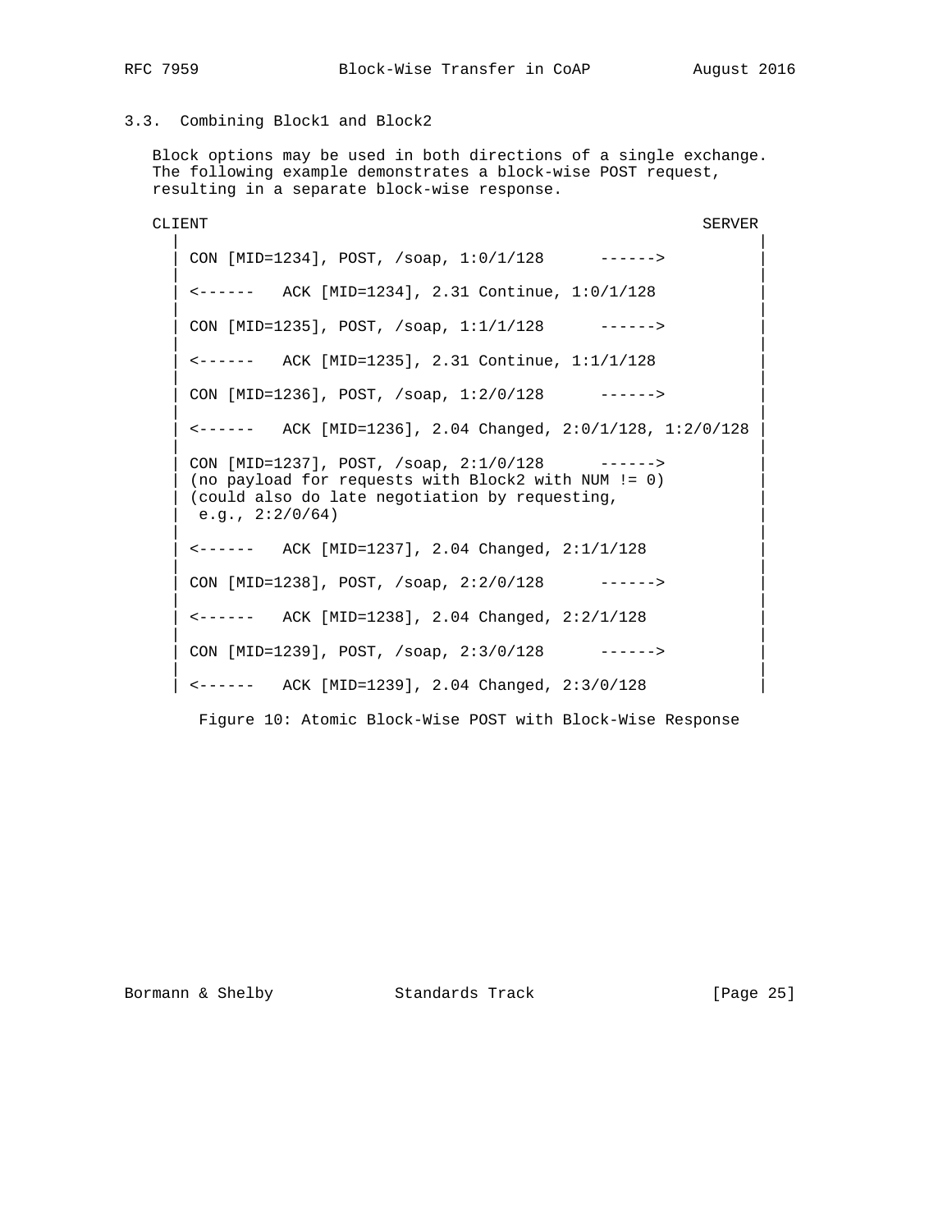### 3.3. Combining Block1 and Block2

Block options may be used in both directions of a single exchange. The following example demonstrates a block-wise POST request, resulting in a separate block-wise response.

```
CLIENT                                                     SERVER
  |                                                              |
  | CON [MID=1234], POST, /soap, 1:0/1/128      ------>          |
  |                                                              |
  | <------   ACK [MID=1234], 2.31 Continue, 1:0/1/128           |
  |                                                              |
  | CON [MID=1235], POST, /soap, 1:1/1/128      ------>          |
  |                                                              |
  | <------   ACK [MID=1235], 2.31 Continue, 1:1/1/128           |
  |                                                              |
  | CON [MID=1236], POST, /soap, 1:2/0/128      ------>          |
  |                                                              |
  | <------   ACK [MID=1236], 2.04 Changed, 2:0/1/128, 1:2/0/128 |
  |                                                              |
  | CON [MID=1237], POST, /soap, 2:1/0/128      ------>          |
  | (no payload for requests with Block2 with NUM != 0)          |
  | (could also do late negotiation by requesting,               |
  |  e.g., 2:2/0/64)                                             |
  |                                                              |
  | <------   ACK [MID=1237], 2.04 Changed, 2:1/1/128            |
  |                                                              |
  | CON [MID=1238], POST, /soap, 2:2/0/128      ------>          |
  |                                                              |
  | <------   ACK [MID=1238], 2.04 Changed, 2:2/1/128            |
  |                                                              |
  | CON [MID=1239], POST, /soap, 2:3/0/128      ------>          |
  |                                                              |
  | <------   ACK [MID=1239], 2.04 Changed, 2:3/0/128            |
```

Figure 10: Atomic Block-Wise POST with Block-Wise Response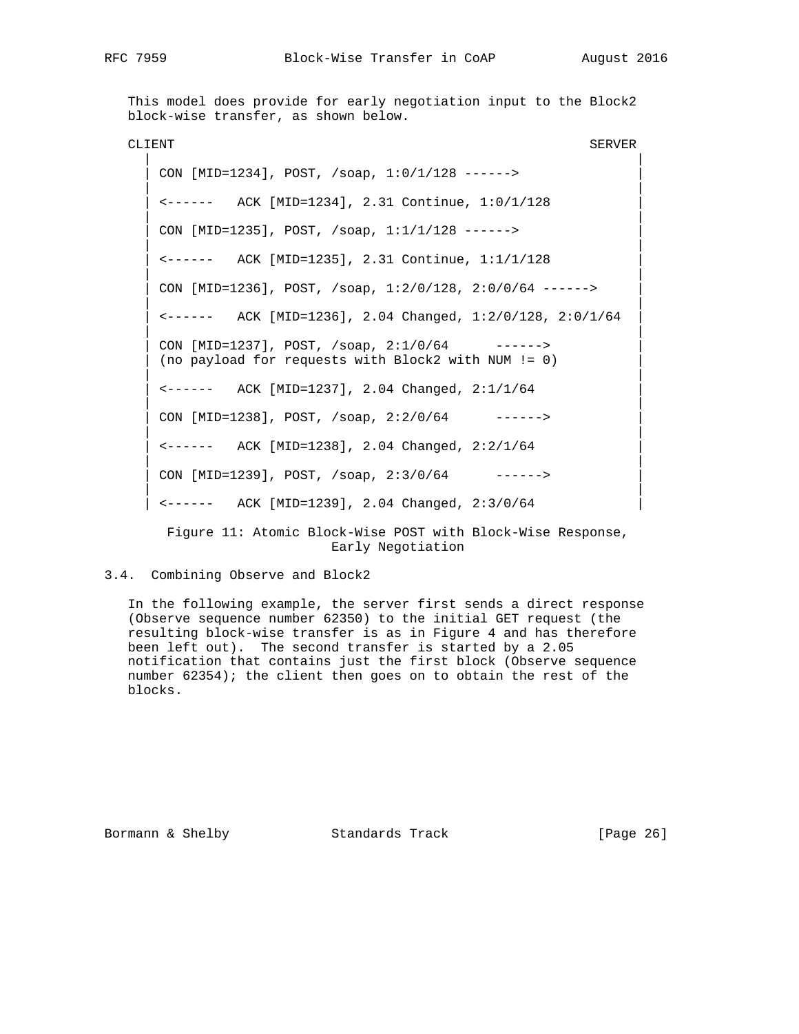This model does provide for early negotiation input to the Block2 block-wise transfer, as shown below.

```
CLIENT                                                     SERVER
  |                                                            |
  | CON [MID=1234], POST, /soap, 1:0/1/128 ------>             |
  |                                                            |
  | <------   ACK [MID=1234], 2.31 Continue, 1:0/1/128         |
  |                                                            |
  | CON [MID=1235], POST, /soap, 1:1/1/128 ------>             |
  |                                                            |
  | <------   ACK [MID=1235], 2.31 Continue, 1:1/1/128         |
  |                                                            |
  | CON [MID=1236], POST, /soap, 1:2/0/128, 2:0/0/64 ------>   |
  |                                                            |
  | <------   ACK [MID=1236], 2.04 Changed, 1:2/0/128, 2:0/1/64 |
  |                                                            |
  | CON [MID=1237], POST, /soap, 2:1/0/64      ------>         |
  | (no payload for requests with Block2 with NUM != 0)        |
  |                                                            |
  | <------   ACK [MID=1237], 2.04 Changed, 2:1/1/64           |
  |                                                            |
  | CON [MID=1238], POST, /soap, 2:2/0/64      ------>         |
  |                                                            |
  | <------   ACK [MID=1238], 2.04 Changed, 2:2/1/64           |
  |                                                            |
  | CON [MID=1239], POST, /soap, 2:3/0/64      ------>         |
  |                                                            |
  | <------   ACK [MID=1239], 2.04 Changed, 2:3/0/64           |
```

Figure 11: Atomic Block-Wise POST with Block-Wise Response, Early Negotiation

### 3.4. Combining Observe and Block2

In the following example, the server first sends a direct response (Observe sequence number 62350) to the initial GET request (the resulting block-wise transfer is as in Figure 4 and has therefore been left out). The second transfer is started by a 2.05 notification that contains just the first block (Observe sequence number 62354); the client then goes on to obtain the rest of the blocks.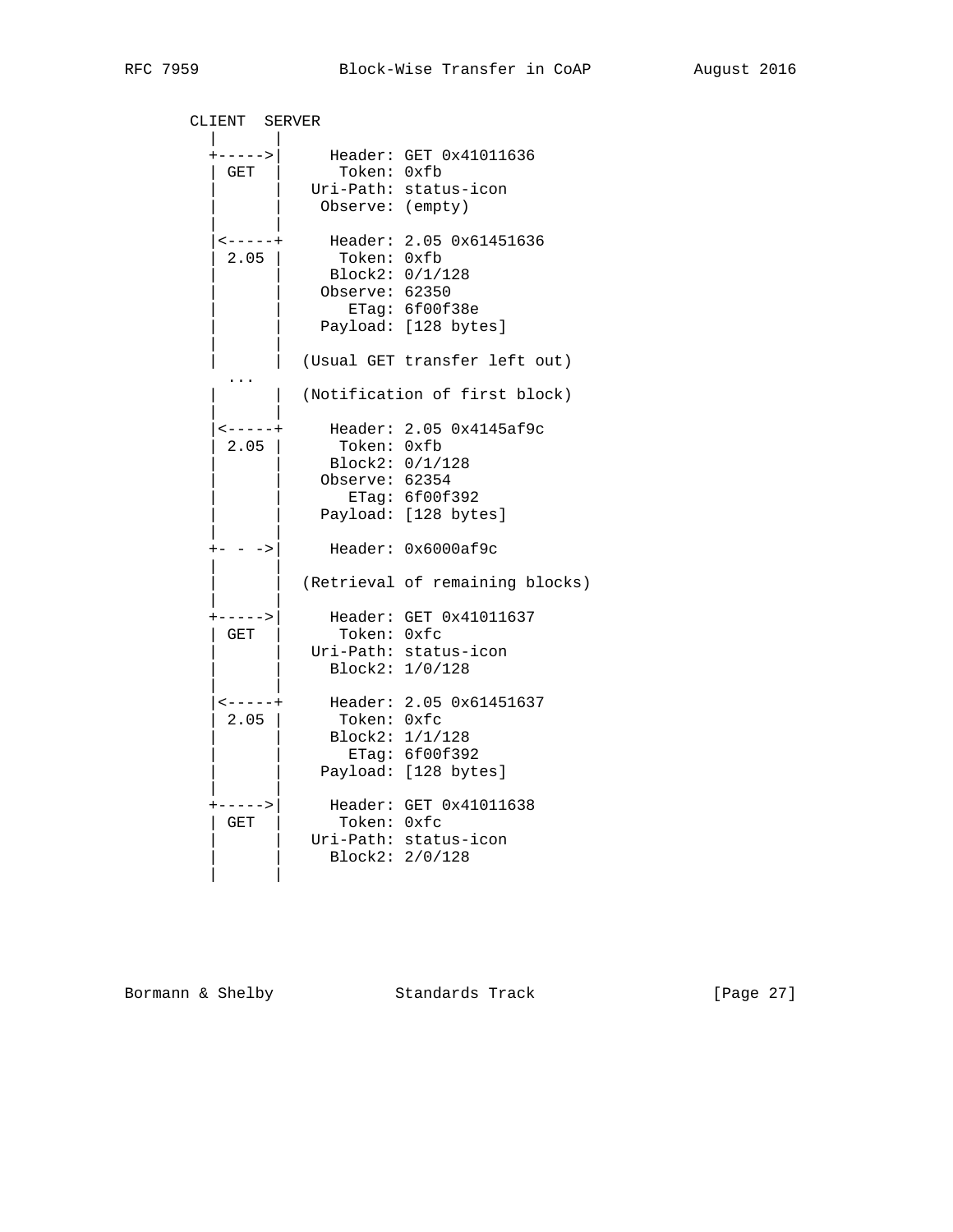```
   CLIENT  SERVER
     |      |
     +----->|     Header: GET 0x41011636
     | GET  |      Token: 0xfb
     |      |   Uri-Path: status-icon
     |      |    Observe: (empty)
     |      |
     |<-----+     Header: 2.05 0x61451636
     | 2.05 |      Token: 0xfb
     |      |     Block2: 0/1/128
     |      |    Observe: 62350
     |      |       ETag: 6f00f38e
     |      |    Payload: [128 bytes]
     |      |
     |      |  (Usual GET transfer left out)
       ...
     |      |  (Notification of first block)
     |      |
     |<-----+     Header: 2.05 0x4145af9c
     | 2.05 |      Token: 0xfb
     |      |     Block2: 0/1/128
     |      |    Observe: 62354
     |      |       ETag: 6f00f392
     |      |    Payload: [128 bytes]
     |      |
     +- - ->|     Header: 0x6000af9c
     |      |
     |      |  (Retrieval of remaining blocks)
     |      |
     +----->|     Header: GET 0x41011637
     | GET  |      Token: 0xfc
     |      |   Uri-Path: status-icon
     |      |     Block2: 1/0/128
     |      |
     |<-----+     Header: 2.05 0x61451637
     | 2.05 |      Token: 0xfc
     |      |     Block2: 1/1/128
     |      |       ETag: 6f00f392
     |      |    Payload: [128 bytes]
     |      |
     +----->|     Header: GET 0x41011638
     | GET  |      Token: 0xfc
     |      |   Uri-Path: status-icon
     |      |     Block2: 2/0/128
     |      |
```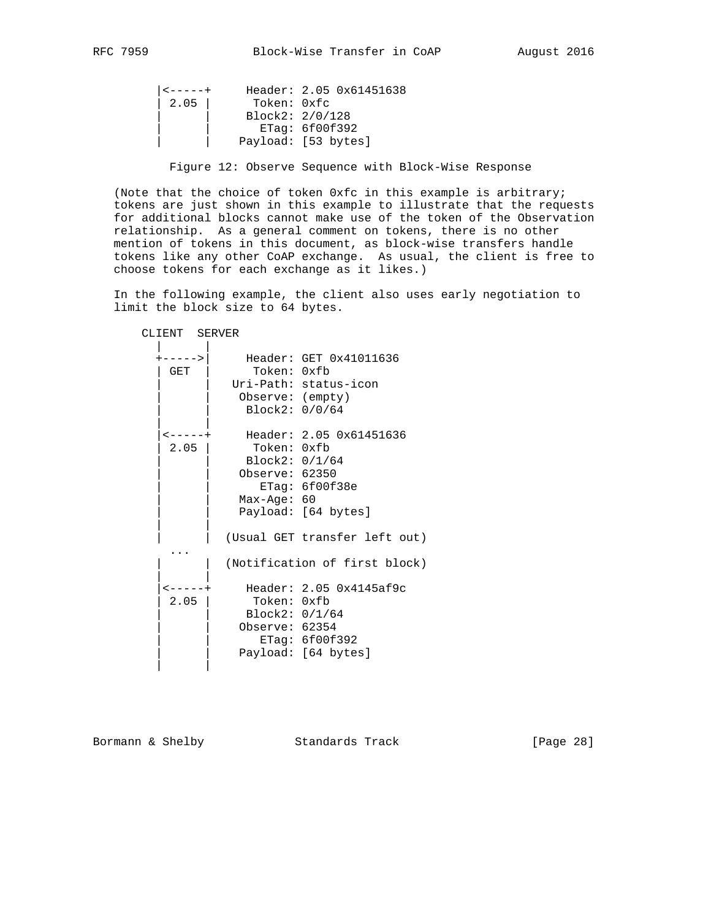```
       |<-----+     Header: 2.05 0x61451638
       | 2.05 |      Token: 0xfc
       |      |     Block2: 2/0/128
       |      |       ETag: 6f00f392
       |      |    Payload: [53 bytes]
```

Figure 12: Observe Sequence with Block-Wise Response

(Note that the choice of token 0xfc in this example is arbitrary; tokens are just shown in this example to illustrate that the requests for additional blocks cannot make use of the token of the Observation relationship. As a general comment on tokens, there is no other mention of tokens in this document, as block-wise transfers handle tokens like any other CoAP exchange. As usual, the client is free to choose tokens for each exchange as it likes.)

In the following example, the client also uses early negotiation to limit the block size to 64 bytes.

```
     CLIENT  SERVER
       |      |
       +----->|     Header: GET 0x41011636
       | GET  |      Token: 0xfb
       |      |   Uri-Path: status-icon
       |      |    Observe: (empty)
       |      |     Block2: 0/0/64
       |      |
       |<-----+     Header: 2.05 0x61451636
       | 2.05 |      Token: 0xfb
       |      |     Block2: 0/1/64
       |      |    Observe: 62350
       |      |       ETag: 6f00f38e
       |      |    Max-Age: 60
       |      |    Payload: [64 bytes]
       |      |
       |      |  (Usual GET transfer left out)
        ...
       |      |  (Notification of first block)
       |      |
       |<-----+     Header: 2.05 0x4145af9c
       | 2.05 |      Token: 0xfb
       |      |     Block2: 0/1/64
       |      |    Observe: 62354
       |      |       ETag: 6f00f392
       |      |    Payload: [64 bytes]
       |      |
```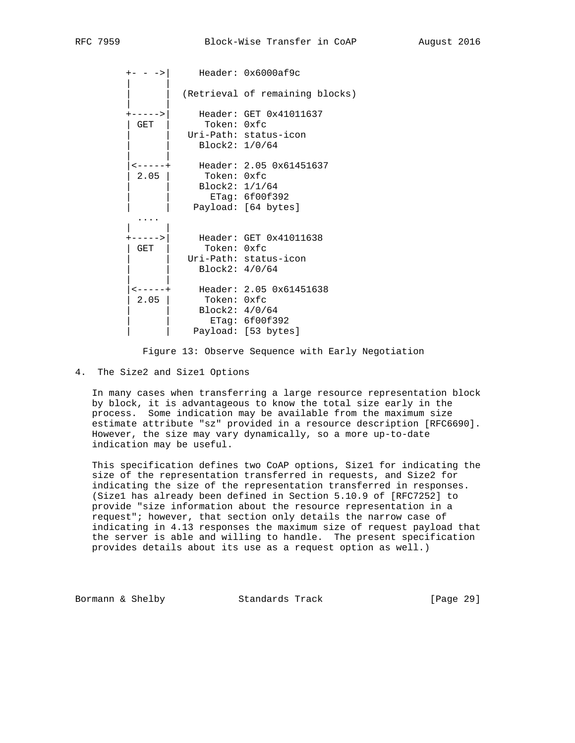```
   +- - ->|     Header: 0x6000af9c
   |      |
   |      |  (Retrieval of remaining blocks)
   |      |
   +----->|     Header: GET 0x41011637
   | GET  |      Token: 0xfc
   |      |   Uri-Path: status-icon
   |      |     Block2: 1/0/64
   |      |
   |<-----+     Header: 2.05 0x61451637
   | 2.05 |      Token: 0xfc
   |      |     Block2: 1/1/64
   |      |       ETag: 6f00f392
   |      |    Payload: [64 bytes]
     ....
   |      |
   +----->|     Header: GET 0x41011638
   | GET  |      Token: 0xfc
   |      |   Uri-Path: status-icon
   |      |     Block2: 4/0/64
   |      |
   |<-----+     Header: 2.05 0x61451638
   | 2.05 |      Token: 0xfc
   |      |     Block2: 4/0/64
   |      |       ETag: 6f00f392
   |      |    Payload: [53 bytes]
```

Figure 13: Observe Sequence with Early Negotiation

## 4. The Size2 and Size1 Options

In many cases when transferring a large resource representation block by block, it is advantageous to know the total size early in the process. Some indication may be available from the maximum size estimate attribute "sz" provided in a resource description [RFC6690]. However, the size may vary dynamically, so a more up-to-date indication may be useful.

This specification defines two CoAP options, Size1 for indicating the size of the representation transferred in requests, and Size2 for indicating the size of the representation transferred in responses. (Size1 has already been defined in Section 5.10.9 of [RFC7252] to provide "size information about the resource representation in a request"; however, that section only details the narrow case of indicating in 4.13 responses the maximum size of request payload that the server is able and willing to handle. The present specification provides details about its use as a request option as well.)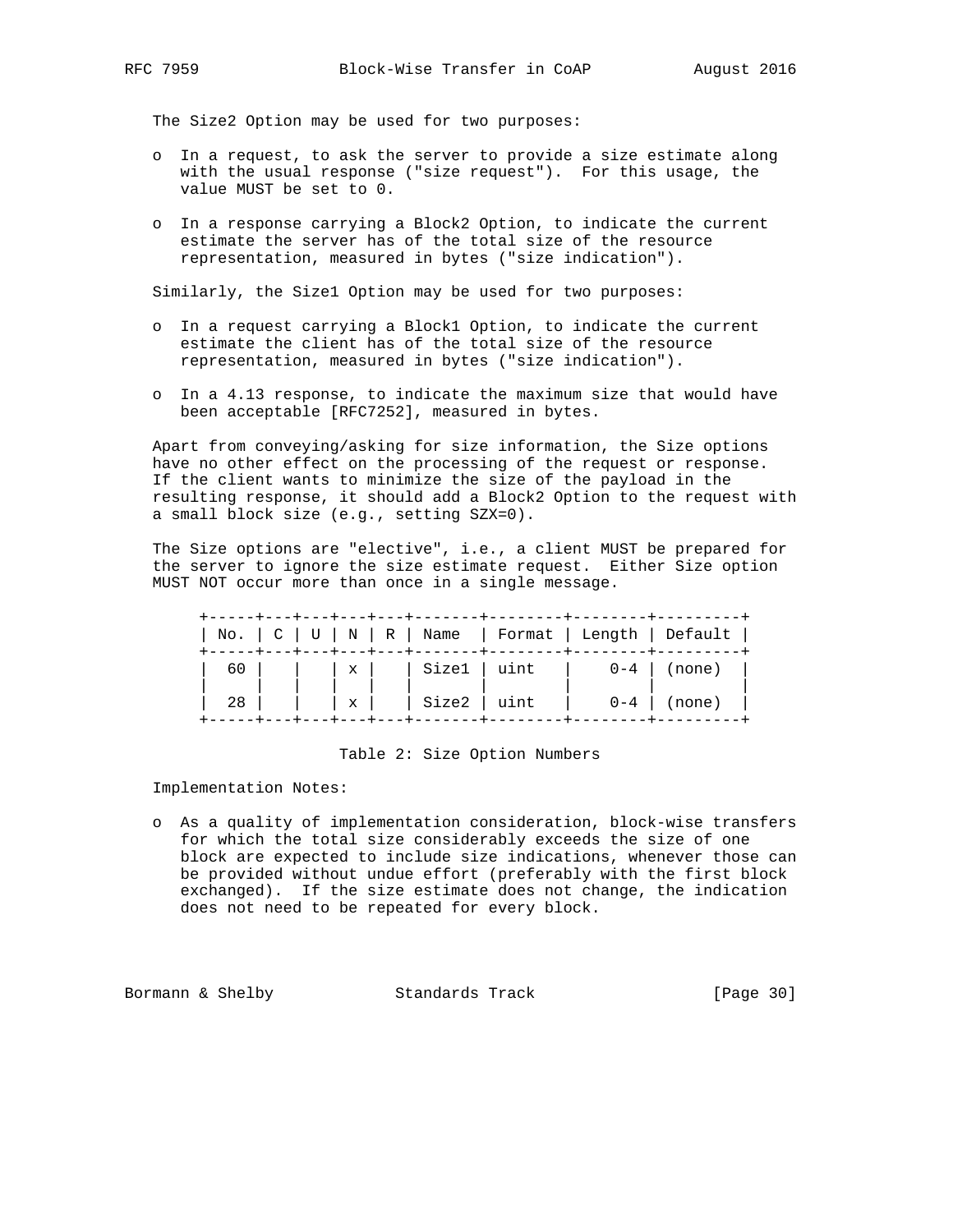The Size2 Option may be used for two purposes:

- In a request, to ask the server to provide a size estimate along with the usual response ("size request"). For this usage, the value MUST be set to 0.
- In a response carrying a Block2 Option, to indicate the current estimate the server has of the total size of the resource representation, measured in bytes ("size indication").

Similarly, the Size1 Option may be used for two purposes:

- In a request carrying a Block1 Option, to indicate the current estimate the client has of the total size of the resource representation, measured in bytes ("size indication").
- In a 4.13 response, to indicate the maximum size that would have been acceptable [RFC7252], measured in bytes.

Apart from conveying/asking for size information, the Size options have no other effect on the processing of the request or response. If the client wants to minimize the size of the payload in the resulting response, it should add a Block2 Option to the request with a small block size (e.g., setting SZX=0).

The Size options are "elective", i.e., a client MUST be prepared for the server to ignore the size estimate request. Either Size option MUST NOT occur more than once in a single message.

| No. | C | U | N | R | Name | Format | Length | Default |
|---|---|---|---|---|---|---|---|---|
| 60 | | | x | | Size1 | uint | 0-4 | (none) |
| 28 | | | x | | Size2 | uint | 0-4 | (none) |

Table 2: Size Option Numbers

Implementation Notes:

- As a quality of implementation consideration, block-wise transfers for which the total size considerably exceeds the size of one block are expected to include size indications, whenever those can be provided without undue effort (preferably with the first block exchanged). If the size estimate does not change, the indication does not need to be repeated for every block.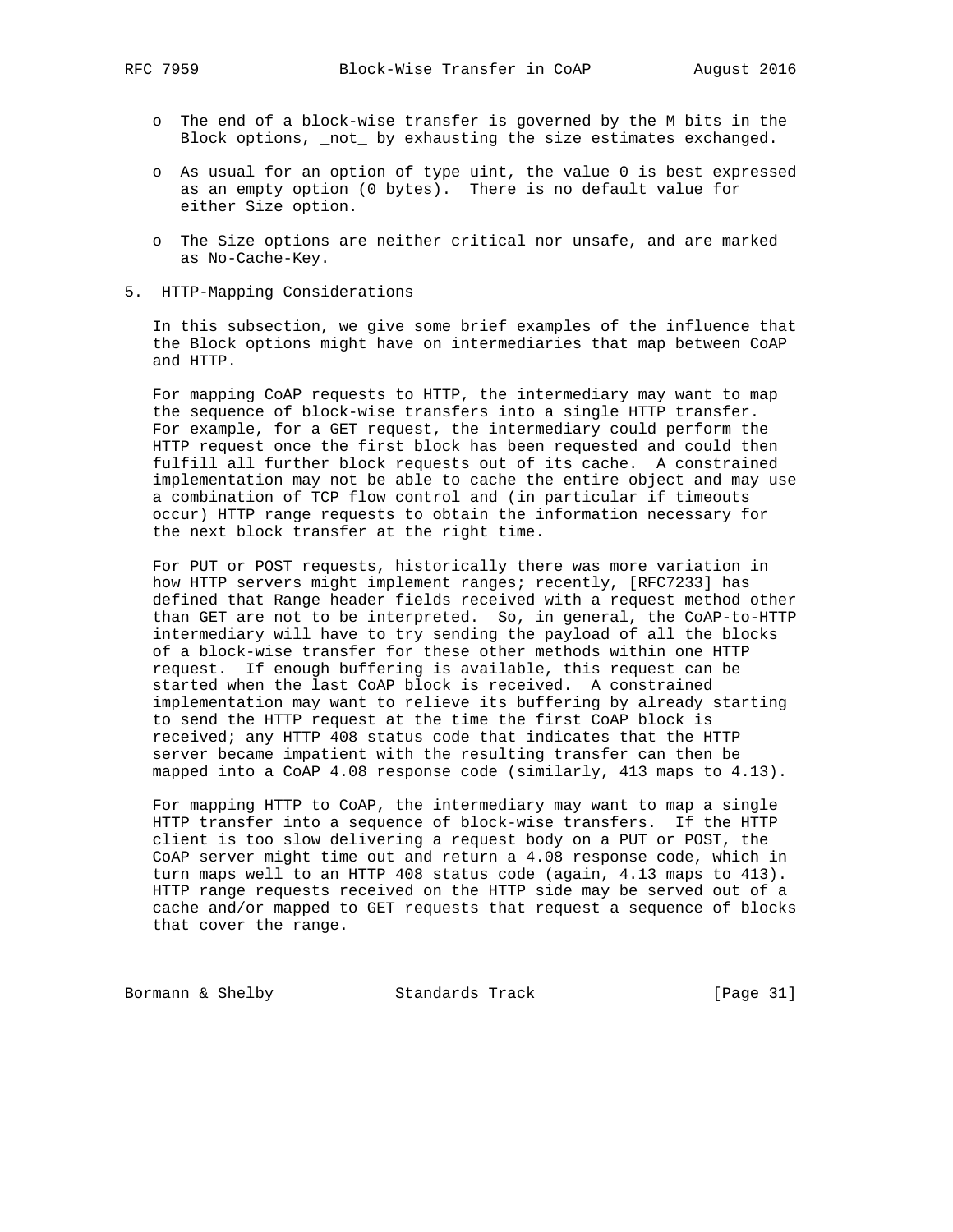- The end of a block-wise transfer is governed by the M bits in the Block options, _not_ by exhausting the size estimates exchanged.

- As usual for an option of type uint, the value 0 is best expressed as an empty option (0 bytes). There is no default value for either Size option.

- The Size options are neither critical nor unsafe, and are marked as No-Cache-Key.

## 5. HTTP-Mapping Considerations

In this subsection, we give some brief examples of the influence that the Block options might have on intermediaries that map between CoAP and HTTP.

For mapping CoAP requests to HTTP, the intermediary may want to map the sequence of block-wise transfers into a single HTTP transfer. For example, for a GET request, the intermediary could perform the HTTP request once the first block has been requested and could then fulfill all further block requests out of its cache. A constrained implementation may not be able to cache the entire object and may use a combination of TCP flow control and (in particular if timeouts occur) HTTP range requests to obtain the information necessary for the next block transfer at the right time.

For PUT or POST requests, historically there was more variation in how HTTP servers might implement ranges; recently, [RFC7233] has defined that Range header fields received with a request method other than GET are not to be interpreted. So, in general, the CoAP-to-HTTP intermediary will have to try sending the payload of all the blocks of a block-wise transfer for these other methods within one HTTP request. If enough buffering is available, this request can be started when the last CoAP block is received. A constrained implementation may want to relieve its buffering by already starting to send the HTTP request at the time the first CoAP block is received; any HTTP 408 status code that indicates that the HTTP server became impatient with the resulting transfer can then be mapped into a CoAP 4.08 response code (similarly, 413 maps to 4.13).

For mapping HTTP to CoAP, the intermediary may want to map a single HTTP transfer into a sequence of block-wise transfers. If the HTTP client is too slow delivering a request body on a PUT or POST, the CoAP server might time out and return a 4.08 response code, which in turn maps well to an HTTP 408 status code (again, 4.13 maps to 413). HTTP range requests received on the HTTP side may be served out of a cache and/or mapped to GET requests that request a sequence of blocks that cover the range.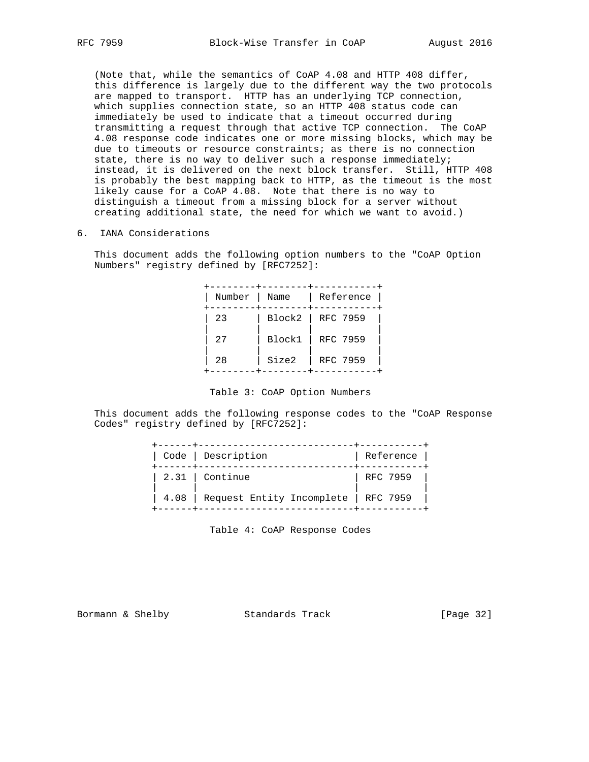(Note that, while the semantics of CoAP 4.08 and HTTP 408 differ, this difference is largely due to the different way the two protocols are mapped to transport. HTTP has an underlying TCP connection, which supplies connection state, so an HTTP 408 status code can immediately be used to indicate that a timeout occurred during transmitting a request through that active TCP connection. The CoAP 4.08 response code indicates one or more missing blocks, which may be due to timeouts or resource constraints; as there is no connection state, there is no way to deliver such a response immediately; instead, it is delivered on the next block transfer. Still, HTTP 408 is probably the best mapping back to HTTP, as the timeout is the most likely cause for a CoAP 4.08. Note that there is no way to distinguish a timeout from a missing block for a server without creating additional state, the need for which we want to avoid.)

## 6. IANA Considerations

This document adds the following option numbers to the "CoAP Option Numbers" registry defined by [RFC7252]:

| Number | Name | Reference |
|---|---|---|
| 23 | Block2 | RFC 7959 |
| 27 | Block1 | RFC 7959 |
| 28 | Size2 | RFC 7959 |

Table 3: CoAP Option Numbers

This document adds the following response codes to the "CoAP Response Codes" registry defined by [RFC7252]:

| Code | Description | Reference |
|---|---|---|
| 2.31 | Continue | RFC 7959 |
| 4.08 | Request Entity Incomplete | RFC 7959 |

Table 4: CoAP Response Codes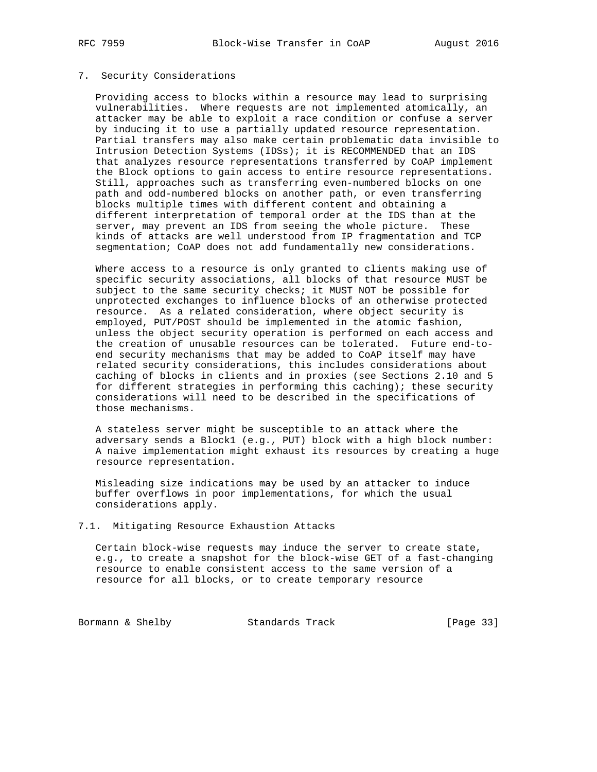## 7. Security Considerations

Providing access to blocks within a resource may lead to surprising vulnerabilities. Where requests are not implemented atomically, an attacker may be able to exploit a race condition or confuse a server by inducing it to use a partially updated resource representation. Partial transfers may also make certain problematic data invisible to Intrusion Detection Systems (IDSs); it is RECOMMENDED that an IDS that analyzes resource representations transferred by CoAP implement the Block options to gain access to entire resource representations. Still, approaches such as transferring even-numbered blocks on one path and odd-numbered blocks on another path, or even transferring blocks multiple times with different content and obtaining a different interpretation of temporal order at the IDS than at the server, may prevent an IDS from seeing the whole picture. These kinds of attacks are well understood from IP fragmentation and TCP segmentation; CoAP does not add fundamentally new considerations.

Where access to a resource is only granted to clients making use of specific security associations, all blocks of that resource MUST be subject to the same security checks; it MUST NOT be possible for unprotected exchanges to influence blocks of an otherwise protected resource. As a related consideration, where object security is employed, PUT/POST should be implemented in the atomic fashion, unless the object security operation is performed on each access and the creation of unusable resources can be tolerated. Future end-to-end security mechanisms that may be added to CoAP itself may have related security considerations, this includes considerations about caching of blocks in clients and in proxies (see Sections 2.10 and 5 for different strategies in performing this caching); these security considerations will need to be described in the specifications of those mechanisms.

A stateless server might be susceptible to an attack where the adversary sends a Block1 (e.g., PUT) block with a high block number: A naive implementation might exhaust its resources by creating a huge resource representation.

Misleading size indications may be used by an attacker to induce buffer overflows in poor implementations, for which the usual considerations apply.

### 7.1. Mitigating Resource Exhaustion Attacks

Certain block-wise requests may induce the server to create state, e.g., to create a snapshot for the block-wise GET of a fast-changing resource to enable consistent access to the same version of a resource for all blocks, or to create temporary resource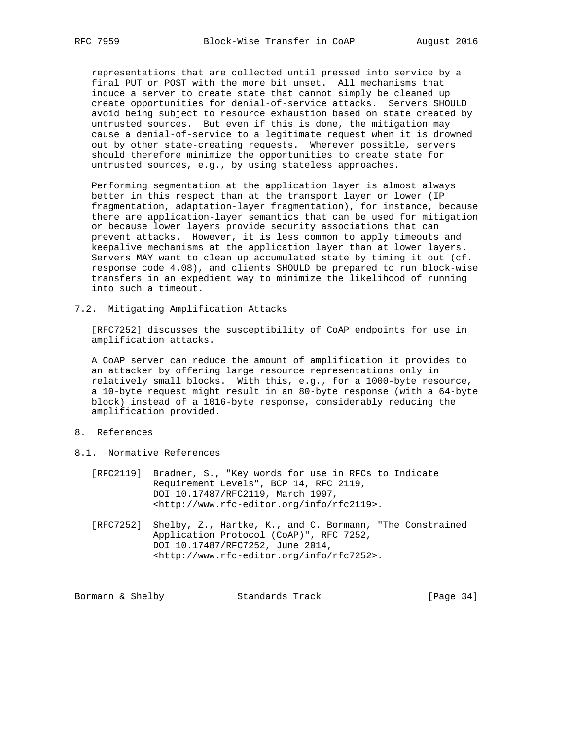representations that are collected until pressed into service by a final PUT or POST with the more bit unset. All mechanisms that induce a server to create state that cannot simply be cleaned up create opportunities for denial-of-service attacks. Servers SHOULD avoid being subject to resource exhaustion based on state created by untrusted sources. But even if this is done, the mitigation may cause a denial-of-service to a legitimate request when it is drowned out by other state-creating requests. Wherever possible, servers should therefore minimize the opportunities to create state for untrusted sources, e.g., by using stateless approaches.

Performing segmentation at the application layer is almost always better in this respect than at the transport layer or lower (IP fragmentation, adaptation-layer fragmentation), for instance, because there are application-layer semantics that can be used for mitigation or because lower layers provide security associations that can prevent attacks. However, it is less common to apply timeouts and keepalive mechanisms at the application layer than at lower layers. Servers MAY want to clean up accumulated state by timing it out (cf. response code 4.08), and clients SHOULD be prepared to run block-wise transfers in an expedient way to minimize the likelihood of running into such a timeout.

### 7.2. Mitigating Amplification Attacks

[RFC7252] discusses the susceptibility of CoAP endpoints for use in amplification attacks.

A CoAP server can reduce the amount of amplification it provides to an attacker by offering large resource representations only in relatively small blocks. With this, e.g., for a 1000-byte resource, a 10-byte request might result in an 80-byte response (with a 64-byte block) instead of a 1016-byte response, considerably reducing the amplification provided.

## 8. References

### 8.1. Normative References

[RFC2119] Bradner, S., "Key words for use in RFCs to Indicate Requirement Levels", BCP 14, RFC 2119, DOI 10.17487/RFC2119, March 1997, <http://www.rfc-editor.org/info/rfc2119>.

[RFC7252] Shelby, Z., Hartke, K., and C. Bormann, "The Constrained Application Protocol (CoAP)", RFC 7252, DOI 10.17487/RFC7252, June 2014, <http://www.rfc-editor.org/info/rfc7252>.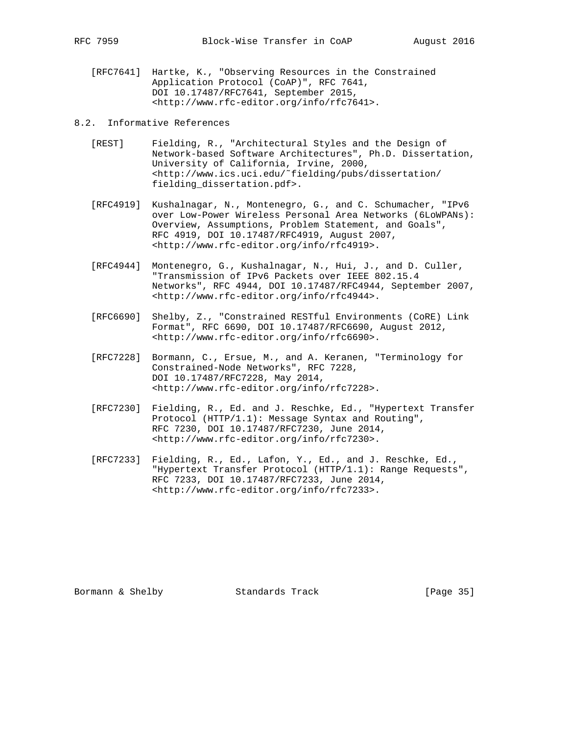[RFC7641] Hartke, K., "Observing Resources in the Constrained Application Protocol (CoAP)", RFC 7641, DOI 10.17487/RFC7641, September 2015, <http://www.rfc-editor.org/info/rfc7641>.

## 8.2. Informative References

[REST] Fielding, R., "Architectural Styles and the Design of Network-based Software Architectures", Ph.D. Dissertation, University of California, Irvine, 2000, <http://www.ics.uci.edu/~fielding/pubs/dissertation/fielding_dissertation.pdf>.

[RFC4919] Kushalnagar, N., Montenegro, G., and C. Schumacher, "IPv6 over Low-Power Wireless Personal Area Networks (6LoWPANs): Overview, Assumptions, Problem Statement, and Goals", RFC 4919, DOI 10.17487/RFC4919, August 2007, <http://www.rfc-editor.org/info/rfc4919>.

[RFC4944] Montenegro, G., Kushalnagar, N., Hui, J., and D. Culler, "Transmission of IPv6 Packets over IEEE 802.15.4 Networks", RFC 4944, DOI 10.17487/RFC4944, September 2007, <http://www.rfc-editor.org/info/rfc4944>.

[RFC6690] Shelby, Z., "Constrained RESTful Environments (CoRE) Link Format", RFC 6690, DOI 10.17487/RFC6690, August 2012, <http://www.rfc-editor.org/info/rfc6690>.

[RFC7228] Bormann, C., Ersue, M., and A. Keranen, "Terminology for Constrained-Node Networks", RFC 7228, DOI 10.17487/RFC7228, May 2014, <http://www.rfc-editor.org/info/rfc7228>.

[RFC7230] Fielding, R., Ed. and J. Reschke, Ed., "Hypertext Transfer Protocol (HTTP/1.1): Message Syntax and Routing", RFC 7230, DOI 10.17487/RFC7230, June 2014, <http://www.rfc-editor.org/info/rfc7230>.

[RFC7233] Fielding, R., Ed., Lafon, Y., Ed., and J. Reschke, Ed., "Hypertext Transfer Protocol (HTTP/1.1): Range Requests", RFC 7233, DOI 10.17487/RFC7233, June 2014, <http://www.rfc-editor.org/info/rfc7233>.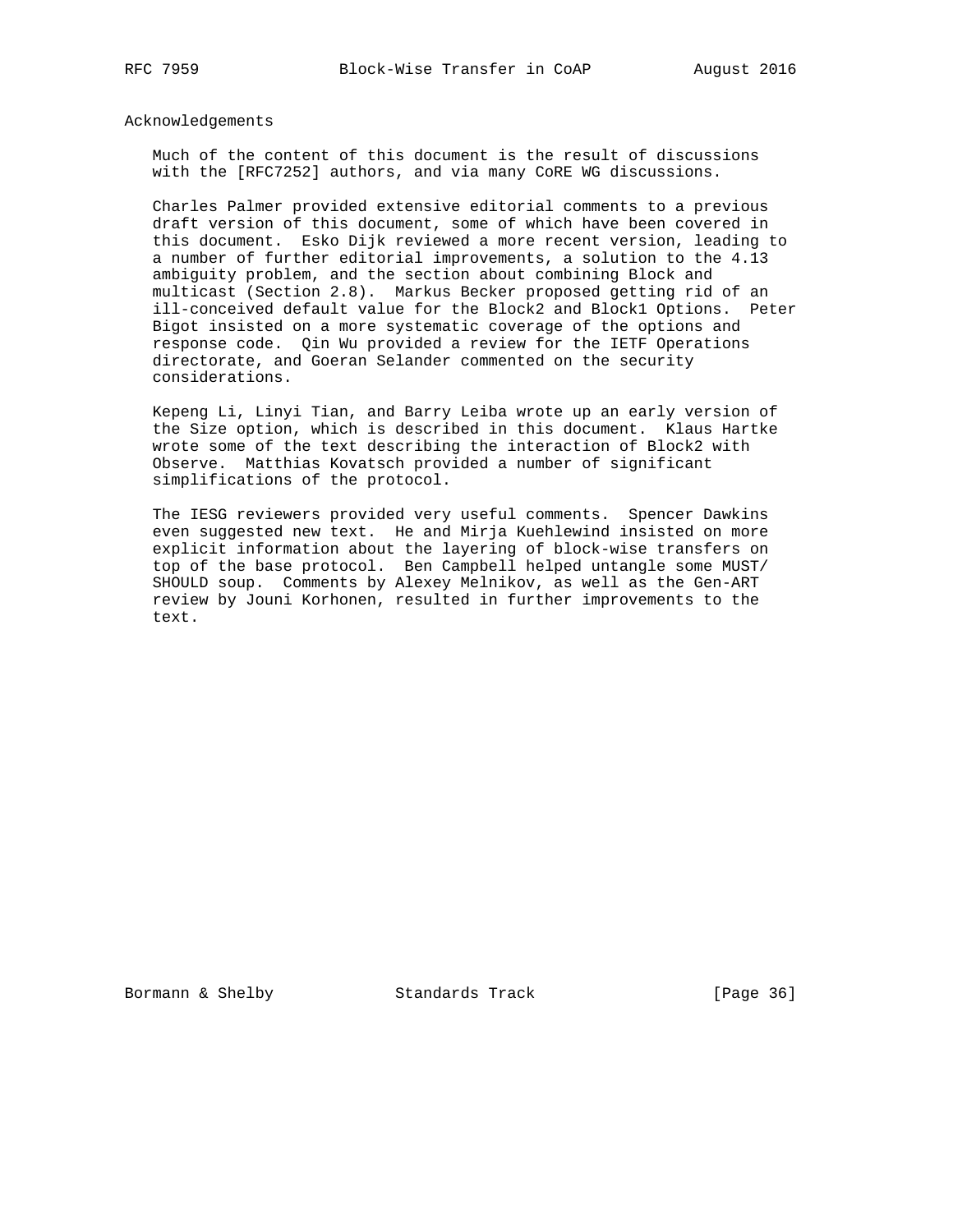## Acknowledgements

Much of the content of this document is the result of discussions with the [RFC7252] authors, and via many CoRE WG discussions.

Charles Palmer provided extensive editorial comments to a previous draft version of this document, some of which have been covered in this document. Esko Dijk reviewed a more recent version, leading to a number of further editorial improvements, a solution to the 4.13 ambiguity problem, and the section about combining Block and multicast (Section 2.8). Markus Becker proposed getting rid of an ill-conceived default value for the Block2 and Block1 Options. Peter Bigot insisted on a more systematic coverage of the options and response code. Qin Wu provided a review for the IETF Operations directorate, and Goeran Selander commented on the security considerations.

Kepeng Li, Linyi Tian, and Barry Leiba wrote up an early version of the Size option, which is described in this document. Klaus Hartke wrote some of the text describing the interaction of Block2 with Observe. Matthias Kovatsch provided a number of significant simplifications of the protocol.

The IESG reviewers provided very useful comments. Spencer Dawkins even suggested new text. He and Mirja Kuehlewind insisted on more explicit information about the layering of block-wise transfers on top of the base protocol. Ben Campbell helped untangle some MUST/SHOULD soup. Comments by Alexey Melnikov, as well as the Gen-ART review by Jouni Korhonen, resulted in further improvements to the text.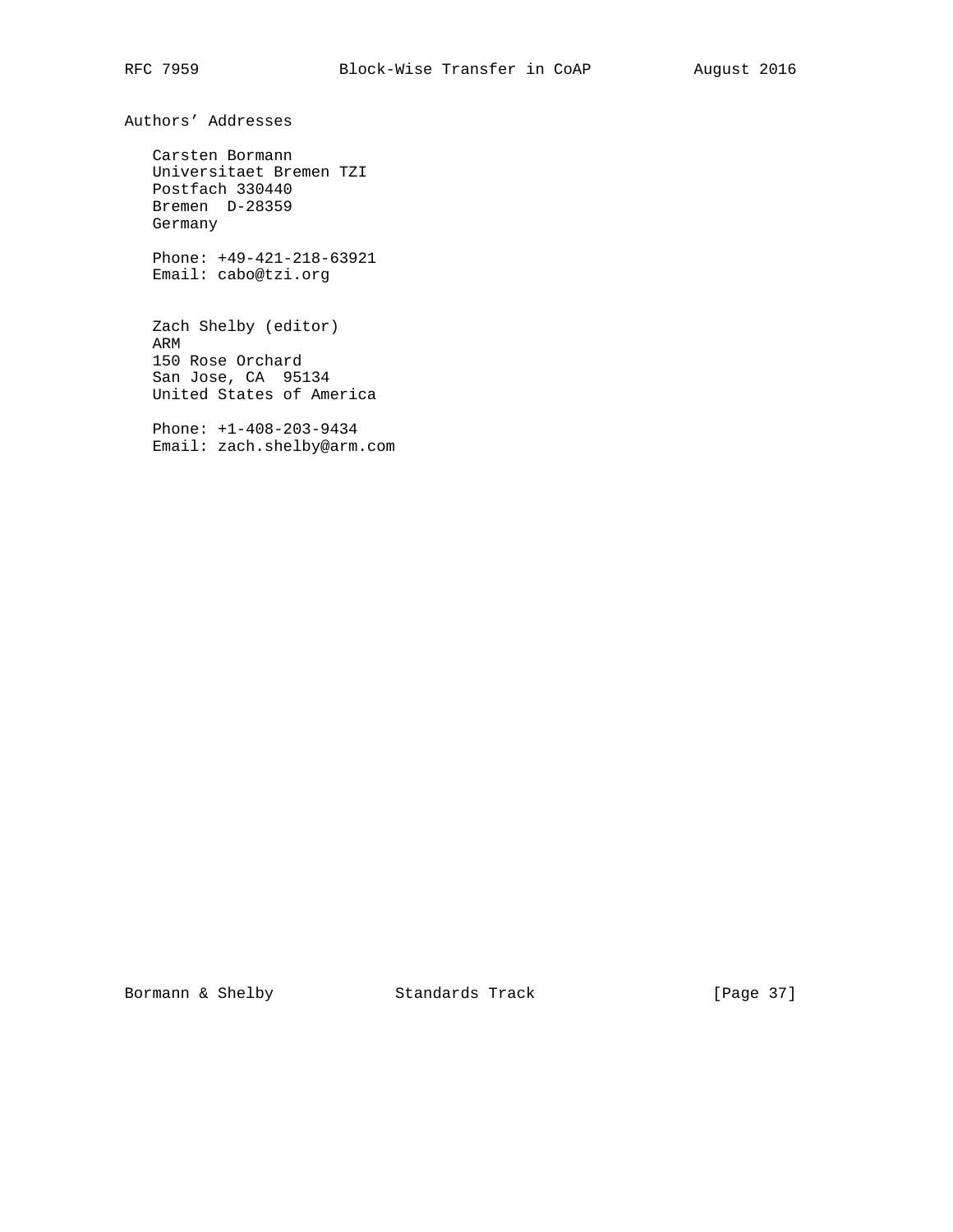## Authors' Addresses

Carsten Bormann
Universitaet Bremen TZI
Postfach 330440
Bremen  D-28359
Germany

Phone: +49-421-218-63921
Email: cabo@tzi.org

Zach Shelby (editor)
ARM
150 Rose Orchard
San Jose, CA  95134
United States of America

Phone: +1-408-203-9434
Email: zach.shelby@arm.com